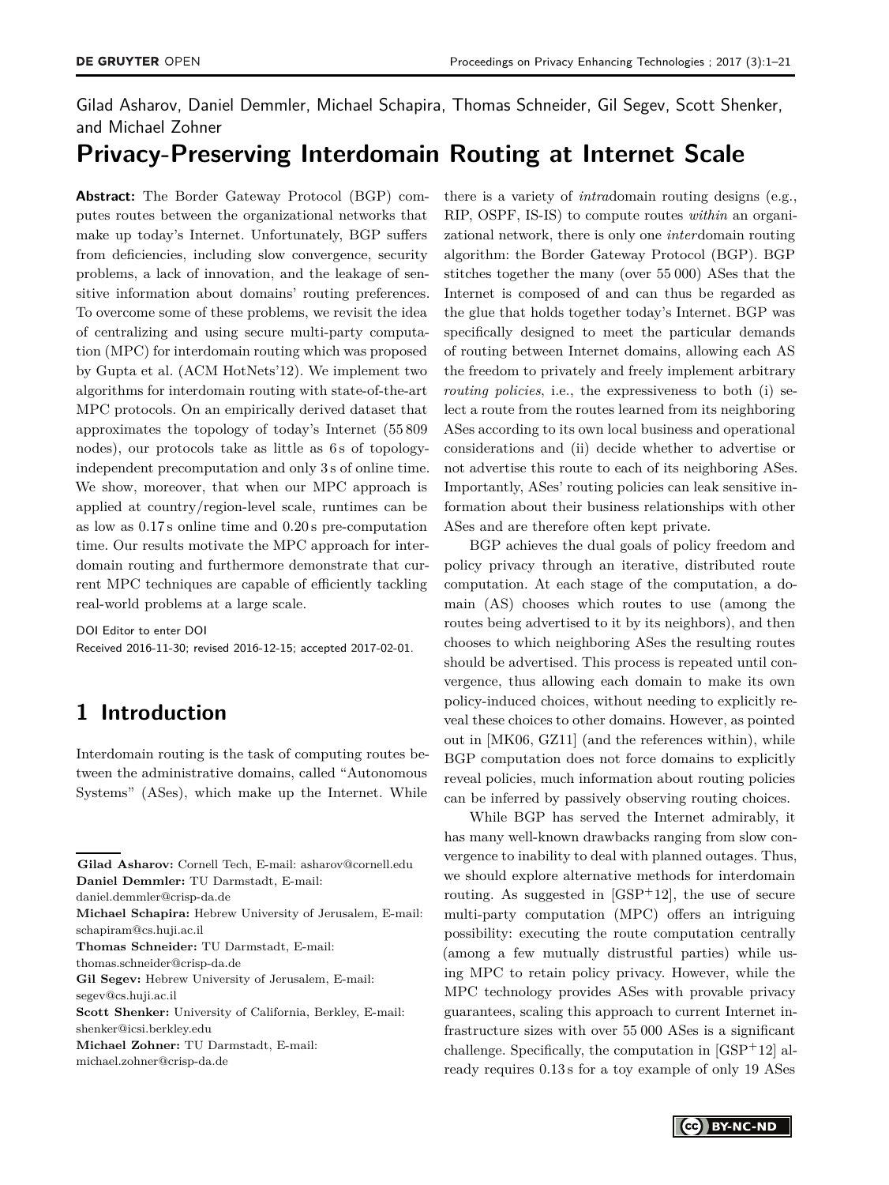Gilad Asharov, Daniel Demmler, Michael Schapira, Thomas Schneider, Gil Segev, Scott Shenker, and Michael Zohner

# Privacy-Preserving Interdomain Routing at Internet Scale

**Abstract:** The Border Gateway Protocol (BGP) computes routes between the organizational networks that make up today's Internet. Unfortunately, BGP suffers from deficiencies, including slow convergence, security problems, a lack of innovation, and the leakage of sensitive information about domains' routing preferences. To overcome some of these problems, we revisit the idea of centralizing and using secure multi-party computation (MPC) for interdomain routing which was proposed by Gupta et al. (ACM HotNets'12). We implement two algorithms for interdomain routing with state-of-the-art MPC protocols. On an empirically derived dataset that approximates the topology of today's Internet (55 809 nodes), our protocols take as little as 6 s of topology-independent precomputation and only 3 s of online time. We show, moreover, that when our MPC approach is applied at country/region-level scale, runtimes can be as low as 0.17 s online time and 0.20 s pre-computation time. Our results motivate the MPC approach for interdomain routing and furthermore demonstrate that current MPC techniques are capable of efficiently tackling real-world problems at a large scale.

DOI Editor to enter DOI
Received 2016-11-30; revised 2016-12-15; accepted 2017-02-01.

## 1 Introduction

Interdomain routing is the task of computing routes between the administrative domains, called "Autonomous Systems" (ASes), which make up the Internet. While there is a variety of *intra*domain routing designs (e.g., RIP, OSPF, IS-IS) to compute routes *within* an organizational network, there is only one *inter*domain routing algorithm: the Border Gateway Protocol (BGP). BGP stitches together the many (over 55 000) ASes that the Internet is composed of and can thus be regarded as the glue that holds together today's Internet. BGP was specifically designed to meet the particular demands of routing between Internet domains, allowing each AS the freedom to privately and freely implement arbitrary *routing policies*, i.e., the expressiveness to both (i) select a route from the routes learned from its neighboring ASes according to its own local business and operational considerations and (ii) decide whether to advertise or not advertise this route to each of its neighboring ASes. Importantly, ASes' routing policies can leak sensitive information about their business relationships with other ASes and are therefore often kept private.

BGP achieves the dual goals of policy freedom and policy privacy through an iterative, distributed route computation. At each stage of the computation, a domain (AS) chooses which routes to use (among the routes being advertised to it by its neighbors), and then chooses to which neighboring ASes the resulting routes should be advertised. This process is repeated until convergence, thus allowing each domain to make its own policy-induced choices, without needing to explicitly reveal these choices to other domains. However, as pointed out in [MK06, GZ11] (and the references within), while BGP computation does not force domains to explicitly reveal policies, much information about routing policies can be inferred by passively observing routing choices.

While BGP has served the Internet admirably, it has many well-known drawbacks ranging from slow convergence to inability to deal with planned outages. Thus, we should explore alternative methods for interdomain routing. As suggested in [GSP+12], the use of secure multi-party computation (MPC) offers an intriguing possibility: executing the route computation centrally (among a few mutually distrustful parties) while using MPC to retain policy privacy. However, while the MPC technology provides ASes with provable privacy guarantees, scaling this approach to current Internet infrastructure sizes with over 55 000 ASes is a significant challenge. Specifically, the computation in [GSP+12] already requires 0.13 s for a toy example of only 19 ASes

---

**Gilad Asharov:** Cornell Tech, E-mail: asharov@cornell.edu
**Daniel Demmler:** TU Darmstadt, E-mail: daniel.demmler@crisp-da.de
**Michael Schapira:** Hebrew University of Jerusalem, E-mail: schapiram@cs.huji.ac.il
**Thomas Schneider:** TU Darmstadt, E-mail: thomas.schneider@crisp-da.de
**Gil Segev:** Hebrew University of Jerusalem, E-mail: segev@cs.huji.ac.il
**Scott Shenker:** University of California, Berkley, E-mail: shenker@icsi.berkley.edu
**Michael Zohner:** TU Darmstadt, E-mail: michael.zohner@crisp-da.de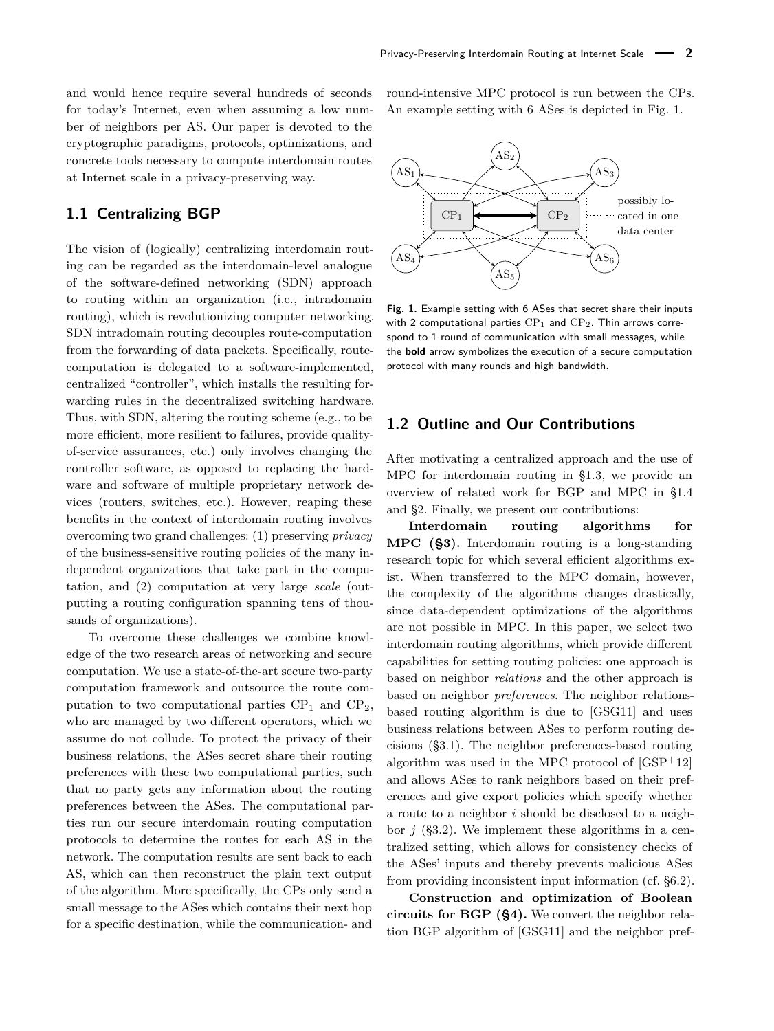and would hence require several hundreds of seconds for today's Internet, even when assuming a low number of neighbors per AS. Our paper is devoted to the cryptographic paradigms, protocols, optimizations, and concrete tools necessary to compute interdomain routes at Internet scale in a privacy-preserving way.

## 1.1 Centralizing BGP

The vision of (logically) centralizing interdomain routing can be regarded as the interdomain-level analogue of the software-defined networking (SDN) approach to routing within an organization (i.e., intradomain routing), which is revolutionizing computer networking. SDN intradomain routing decouples route-computation from the forwarding of data packets. Specifically, route-computation is delegated to a software-implemented, centralized "controller", which installs the resulting forwarding rules in the decentralized switching hardware. Thus, with SDN, altering the routing scheme (e.g., to be more efficient, more resilient to failures, provide quality-of-service assurances, etc.) only involves changing the controller software, as opposed to replacing the hardware and software of multiple proprietary network devices (routers, switches, etc.). However, reaping these benefits in the context of interdomain routing involves overcoming two grand challenges: (1) preserving *privacy* of the business-sensitive routing policies of the many independent organizations that take part in the computation, and (2) computation at very large *scale* (outputting a routing configuration spanning tens of thousands of organizations).

To overcome these challenges we combine knowledge of the two research areas of networking and secure computation. We use a state-of-the-art secure two-party computation framework and outsource the route computation to two computational parties $\mathrm{CP}_1$ and $\mathrm{CP}_2$, who are managed by two different operators, which we assume do not collude. To protect the privacy of their business relations, the ASes secret share their routing preferences with these two computational parties, such that no party gets any information about the routing preferences between the ASes. The computational parties run our secure interdomain routing computation protocols to determine the routes for each AS in the network. The computation results are sent back to each AS, which can then reconstruct the plain text output of the algorithm. More specifically, the CPs only send a small message to the ASes which contains their next hop for a specific destination, while the communication- and round-intensive MPC protocol is run between the CPs. An example setting with 6 ASes is depicted in Fig. 1.

$\mathrm{AS}_1$ $\mathrm{AS}_2$ $\mathrm{AS}_3$ $\mathrm{AS}_4$ $\mathrm{AS}_5$ $\mathrm{AS}_6$ $\mathrm{CP}_1$ $\mathrm{CP}_2$

possibly located in one data center

**Fig. 1.** Example setting with 6 ASes that secret share their inputs with 2 computational parties $\mathrm{CP}_1$ and $\mathrm{CP}_2$. Thin arrows correspond to 1 round of communication with small messages, while the **bold** arrow symbolizes the execution of a secure computation protocol with many rounds and high bandwidth.

## 1.2 Outline and Our Contributions

After motivating a centralized approach and the use of MPC for interdomain routing in §1.3, we provide an overview of related work for BGP and MPC in §1.4 and §2. Finally, we present our contributions:

**Interdomain routing algorithms for MPC (§3).** Interdomain routing is a long-standing research topic for which several efficient algorithms exist. When transferred to the MPC domain, however, the complexity of the algorithms changes drastically, since data-dependent optimizations of the algorithms are not possible in MPC. In this paper, we select two interdomain routing algorithms, which provide different capabilities for setting routing policies: one approach is based on neighbor *relations* and the other approach is based on neighbor *preferences*. The neighbor relations-based routing algorithm is due to [GSG11] and uses business relations between ASes to perform routing decisions (§3.1). The neighbor preferences-based routing algorithm was used in the MPC protocol of [GSP+12] and allows ASes to rank neighbors based on their preferences and give export policies which specify whether a route to a neighbor $i$ should be disclosed to a neighbor $j$ (§3.2). We implement these algorithms in a centralized setting, which allows for consistency checks of the ASes' inputs and thereby prevents malicious ASes from providing inconsistent input information (cf. §6.2).

**Construction and optimization of Boolean circuits for BGP (§4).** We convert the neighbor relation BGP algorithm of [GSG11] and the neighbor pref-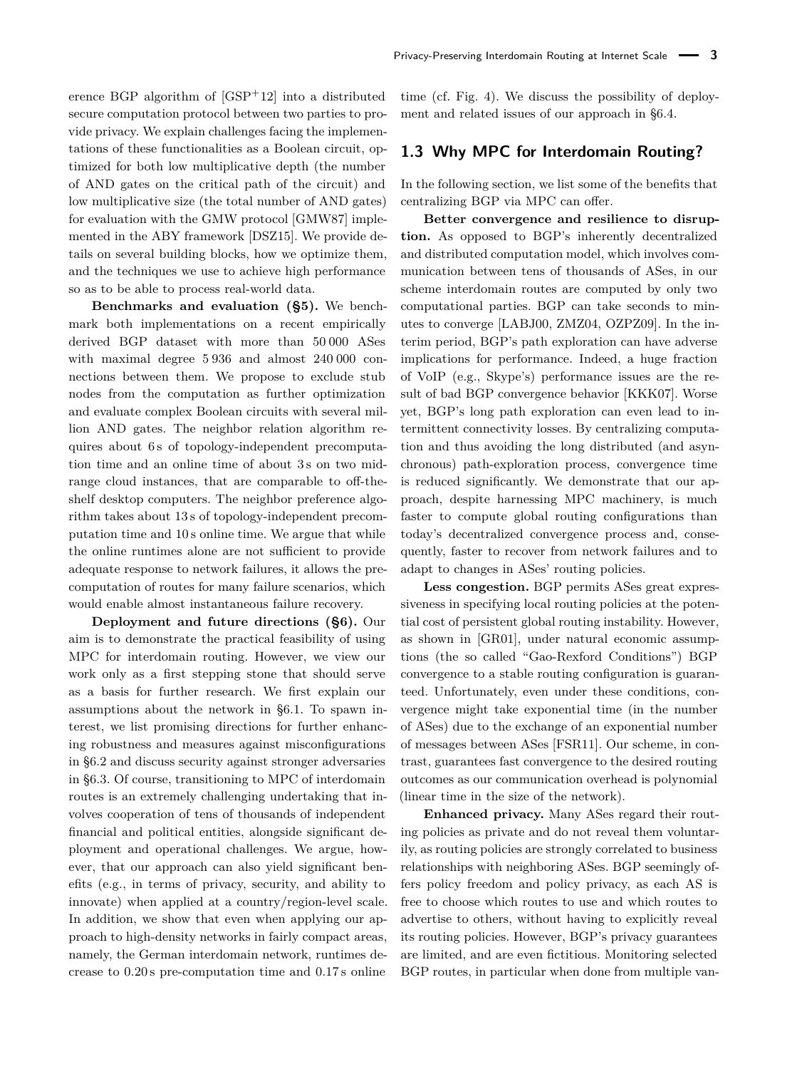erence BGP algorithm of [GSP+12] into a distributed secure computation protocol between two parties to provide privacy. We explain challenges facing the implementations of these functionalities as a Boolean circuit, optimized for both low multiplicative depth (the number of AND gates on the critical path of the circuit) and low multiplicative size (the total number of AND gates) for evaluation with the GMW protocol [GMW87] implemented in the ABY framework [DSZ15]. We provide details on several building blocks, how we optimize them, and the techniques we use to achieve high performance so as to be able to process real-world data.

**Benchmarks and evaluation (§5).** We benchmark both implementations on a recent empirically derived BGP dataset with more than 50 000 ASes with maximal degree 5 936 and almost 240 000 connections between them. We propose to exclude stub nodes from the computation as further optimization and evaluate complex Boolean circuits with several million AND gates. The neighbor relation algorithm requires about 6 s of topology-independent precomputation time and an online time of about 3 s on two mid-range cloud instances, that are comparable to off-the-shelf desktop computers. The neighbor preference algorithm takes about 13 s of topology-independent precomputation time and 10 s online time. We argue that while the online runtimes alone are not sufficient to provide adequate response to network failures, it allows the precomputation of routes for many failure scenarios, which would enable almost instantaneous failure recovery.

**Deployment and future directions (§6).** Our aim is to demonstrate the practical feasibility of using MPC for interdomain routing. However, we view our work only as a first stepping stone that should serve as a basis for further research. We first explain our assumptions about the network in §6.1. To spawn interest, we list promising directions for further enhancing robustness and measures against misconfigurations in §6.2 and discuss security against stronger adversaries in §6.3. Of course, transitioning to MPC of interdomain routes is an extremely challenging undertaking that involves cooperation of tens of thousands of independent financial and political entities, alongside significant deployment and operational challenges. We argue, however, that our approach can also yield significant benefits (e.g., in terms of privacy, security, and ability to innovate) when applied at a country/region-level scale. In addition, we show that even when applying our approach to high-density networks in fairly compact areas, namely, the German interdomain network, runtimes decrease to 0.20 s pre-computation time and 0.17 s online time (cf. Fig. 4). We discuss the possibility of deployment and related issues of our approach in §6.4.

## 1.3 Why MPC for Interdomain Routing?

In the following section, we list some of the benefits that centralizing BGP via MPC can offer.

**Better convergence and resilience to disruption.** As opposed to BGP's inherently decentralized and distributed computation model, which involves communication between tens of thousands of ASes, in our scheme interdomain routes are computed by only two computational parties. BGP can take seconds to minutes to converge [LABJ00, ZMZ04, OZPZ09]. In the interim period, BGP's path exploration can have adverse implications for performance. Indeed, a huge fraction of VoIP (e.g., Skype's) performance issues are the result of bad BGP convergence behavior [KKK07]. Worse yet, BGP's long path exploration can even lead to intermittent connectivity losses. By centralizing computation and thus avoiding the long distributed (and asynchronous) path-exploration process, convergence time is reduced significantly. We demonstrate that our approach, despite harnessing MPC machinery, is much faster to compute global routing configurations than today's decentralized convergence process and, consequently, faster to recover from network failures and to adapt to changes in ASes' routing policies.

**Less congestion.** BGP permits ASes great expressiveness in specifying local routing policies at the potential cost of persistent global routing instability. However, as shown in [GR01], under natural economic assumptions (the so called "Gao-Rexford Conditions") BGP convergence to a stable routing configuration is guaranteed. Unfortunately, even under these conditions, convergence might take exponential time (in the number of ASes) due to the exchange of an exponential number of messages between ASes [FSR11]. Our scheme, in contrast, guarantees fast convergence to the desired routing outcomes as our communication overhead is polynomial (linear time in the size of the network).

**Enhanced privacy.** Many ASes regard their routing policies as private and do not reveal them voluntarily, as routing policies are strongly correlated to business relationships with neighboring ASes. BGP seemingly offers policy freedom and policy privacy, as each AS is free to choose which routes to use and which routes to advertise to others, without having to explicitly reveal its routing policies. However, BGP's privacy guarantees are limited, and are even fictitious. Monitoring selected BGP routes, in particular when done from multiple van-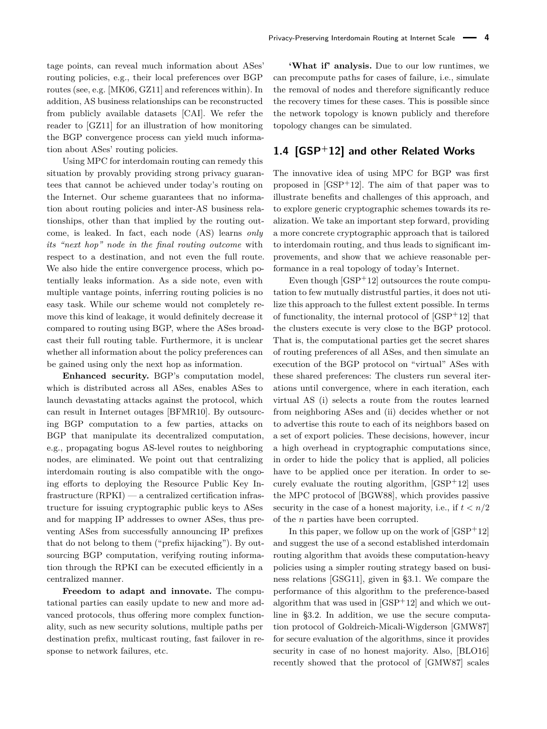tage points, can reveal much information about ASes' routing policies, e.g., their local preferences over BGP routes (see, e.g. [MK06, GZ11] and references within). In addition, AS business relationships can be reconstructed from publicly available datasets [CAI]. We refer the reader to [GZ11] for an illustration of how monitoring the BGP convergence process can yield much information about ASes' routing policies.

Using MPC for interdomain routing can remedy this situation by provably providing strong privacy guarantees that cannot be achieved under today's routing on the Internet. Our scheme guarantees that no information about routing policies and inter-AS business relationships, other than that implied by the routing outcome, is leaked. In fact, each node (AS) learns *only its "next hop" node in the final routing outcome* with respect to a destination, and not even the full route. We also hide the entire convergence process, which potentially leaks information. As a side note, even with multiple vantage points, inferring routing policies is no easy task. While our scheme would not completely remove this kind of leakage, it would definitely decrease it compared to routing using BGP, where the ASes broadcast their full routing table. Furthermore, it is unclear whether all information about the policy preferences can be gained using only the next hop as information.

**Enhanced security.** BGP's computation model, which is distributed across all ASes, enables ASes to launch devastating attacks against the protocol, which can result in Internet outages [BFMR10]. By outsourcing BGP computation to a few parties, attacks on BGP that manipulate its decentralized computation, e.g., propagating bogus AS-level routes to neighboring nodes, are eliminated. We point out that centralizing interdomain routing is also compatible with the ongoing efforts to deploying the Resource Public Key Infrastructure (RPKI) — a centralized certification infrastructure for issuing cryptographic public keys to ASes and for mapping IP addresses to owner ASes, thus preventing ASes from successfully announcing IP prefixes that do not belong to them ("prefix hijacking"). By outsourcing BGP computation, verifying routing information through the RPKI can be executed efficiently in a centralized manner.

**Freedom to adapt and innovate.** The computational parties can easily update to new and more advanced protocols, thus offering more complex functionality, such as new security solutions, multiple paths per destination prefix, multicast routing, fast failover in response to network failures, etc.

**'What if' analysis.** Due to our low runtimes, we can precompute paths for cases of failure, i.e., simulate the removal of nodes and therefore significantly reduce the recovery times for these cases. This is possible since the network topology is known publicly and therefore topology changes can be simulated.

## 1.4 [GSP+12] and other Related Works

The innovative idea of using MPC for BGP was first proposed in [GSP+12]. The aim of that paper was to illustrate benefits and challenges of this approach, and to explore generic cryptographic schemes towards its realization. We take an important step forward, providing a more concrete cryptographic approach that is tailored to interdomain routing, and thus leads to significant improvements, and show that we achieve reasonable performance in a real topology of today's Internet.

Even though [GSP+12] outsources the route computation to few mutually distrustful parties, it does not utilize this approach to the fullest extent possible. In terms of functionality, the internal protocol of [GSP+12] that the clusters execute is very close to the BGP protocol. That is, the computational parties get the secret shares of routing preferences of all ASes, and then simulate an execution of the BGP protocol on "virtual" ASes with these shared preferences: The clusters run several iterations until convergence, where in each iteration, each virtual AS (i) selects a route from the routes learned from neighboring ASes and (ii) decides whether or not to advertise this route to each of its neighbors based on a set of export policies. These decisions, however, incur a high overhead in cryptographic computations since, in order to hide the policy that is applied, all policies have to be applied once per iteration. In order to securely evaluate the routing algorithm, [GSP+12] uses the MPC protocol of [BGW88], which provides passive security in the case of a honest majority, i.e., if $t < n/2$ of the $n$ parties have been corrupted.

In this paper, we follow up on the work of [GSP+12] and suggest the use of a second established interdomain routing algorithm that avoids these computation-heavy policies using a simpler routing strategy based on business relations [GSG11], given in §3.1. We compare the performance of this algorithm to the preference-based algorithm that was used in [GSP+12] and which we outline in §3.2. In addition, we use the secure computation protocol of Goldreich-Micali-Wigderson [GMW87] for secure evaluation of the algorithms, since it provides security in case of no honest majority. Also, [BLO16] recently showed that the protocol of [GMW87] scales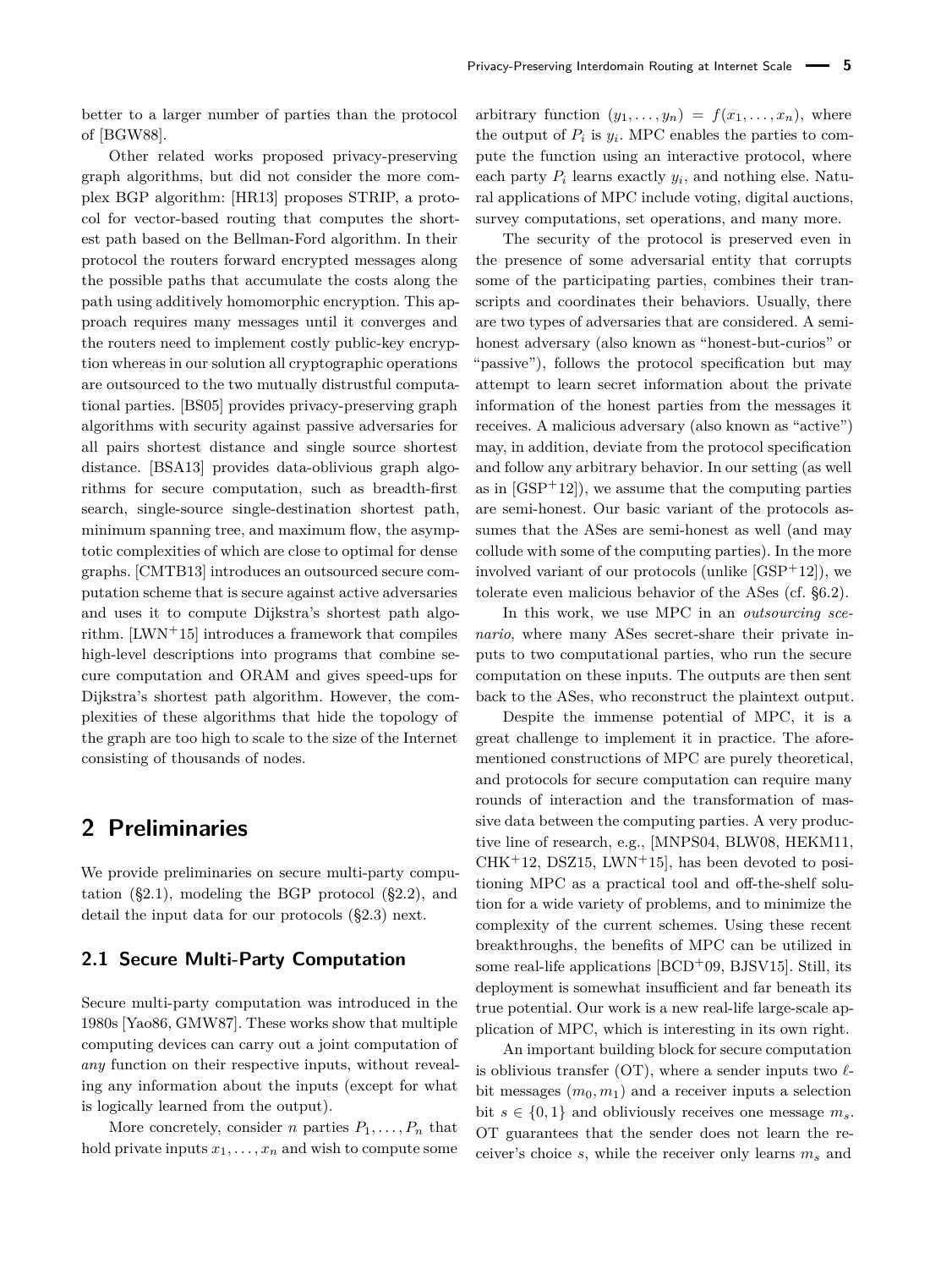better to a larger number of parties than the protocol of [BGW88].

Other related works proposed privacy-preserving graph algorithms, but did not consider the more complex BGP algorithm: [HR13] proposes STRIP, a protocol for vector-based routing that computes the shortest path based on the Bellman-Ford algorithm. In their protocol the routers forward encrypted messages along the possible paths that accumulate the costs along the path using additively homomorphic encryption. This approach requires many messages until it converges and the routers need to implement costly public-key encryption whereas in our solution all cryptographic operations are outsourced to the two mutually distrustful computational parties. [BS05] provides privacy-preserving graph algorithms with security against passive adversaries for all pairs shortest distance and single source shortest distance. [BSA13] provides data-oblivious graph algorithms for secure computation, such as breadth-first search, single-source single-destination shortest path, minimum spanning tree, and maximum flow, the asymptotic complexities of which are close to optimal for dense graphs. [CMTB13] introduces an outsourced secure computation scheme that is secure against active adversaries and uses it to compute Dijkstra's shortest path algorithm. [LWN+15] introduces a framework that compiles high-level descriptions into programs that combine secure computation and ORAM and gives speed-ups for Dijkstra's shortest path algorithm. However, the complexities of these algorithms that hide the topology of the graph are too high to scale to the size of the Internet consisting of thousands of nodes.

## 2 Preliminaries

We provide preliminaries on secure multi-party computation (§2.1), modeling the BGP protocol (§2.2), and detail the input data for our protocols (§2.3) next.

### 2.1 Secure Multi-Party Computation

Secure multi-party computation was introduced in the 1980s [Yao86, GMW87]. These works show that multiple computing devices can carry out a joint computation of *any* function on their respective inputs, without revealing any information about the inputs (except for what is logically learned from the output).

More concretely, consider $n$ parties $P_1, \ldots, P_n$ that hold private inputs $x_1, \ldots, x_n$ and wish to compute some arbitrary function $(y_1, \ldots, y_n) = f(x_1, \ldots, x_n)$, where the output of $P_i$ is $y_i$. MPC enables the parties to compute the function using an interactive protocol, where each party $P_i$ learns exactly $y_i$, and nothing else. Natural applications of MPC include voting, digital auctions, survey computations, set operations, and many more.

The security of the protocol is preserved even in the presence of some adversarial entity that corrupts some of the participating parties, combines their transcripts and coordinates their behaviors. Usually, there are two types of adversaries that are considered. A semi-honest adversary (also known as "honest-but-curios" or "passive"), follows the protocol specification but may attempt to learn secret information about the private information of the honest parties from the messages it receives. A malicious adversary (also known as "active") may, in addition, deviate from the protocol specification and follow any arbitrary behavior. In our setting (as well as in [GSP+12]), we assume that the computing parties are semi-honest. Our basic variant of the protocols assumes that the ASes are semi-honest as well (and may collude with some of the computing parties). In the more involved variant of our protocols (unlike [GSP+12]), we tolerate even malicious behavior of the ASes (cf. §6.2).

In this work, we use MPC in an *outsourcing scenario*, where many ASes secret-share their private inputs to two computational parties, who run the secure computation on these inputs. The outputs are then sent back to the ASes, who reconstruct the plaintext output.

Despite the immense potential of MPC, it is a great challenge to implement it in practice. The aforementioned constructions of MPC are purely theoretical, and protocols for secure computation can require many rounds of interaction and the transformation of massive data between the computing parties. A very productive line of research, e.g., [MNPS04, BLW08, HEKM11, CHK+12, DSZ15, LWN+15], has been devoted to positioning MPC as a practical tool and off-the-shelf solution for a wide variety of problems, and to minimize the complexity of the current schemes. Using these recent breakthroughs, the benefits of MPC can be utilized in some real-life applications [BCD+09, BJSV15]. Still, its deployment is somewhat insufficient and far beneath its true potential. Our work is a new real-life large-scale application of MPC, which is interesting in its own right.

An important building block for secure computation is oblivious transfer (OT), where a sender inputs two $\ell$-bit messages $(m_0, m_1)$ and a receiver inputs a selection bit $s \in \{0, 1\}$ and obliviously receives one message $m_s$. OT guarantees that the sender does not learn the receiver's choice $s$, while the receiver only learns $m_s$ and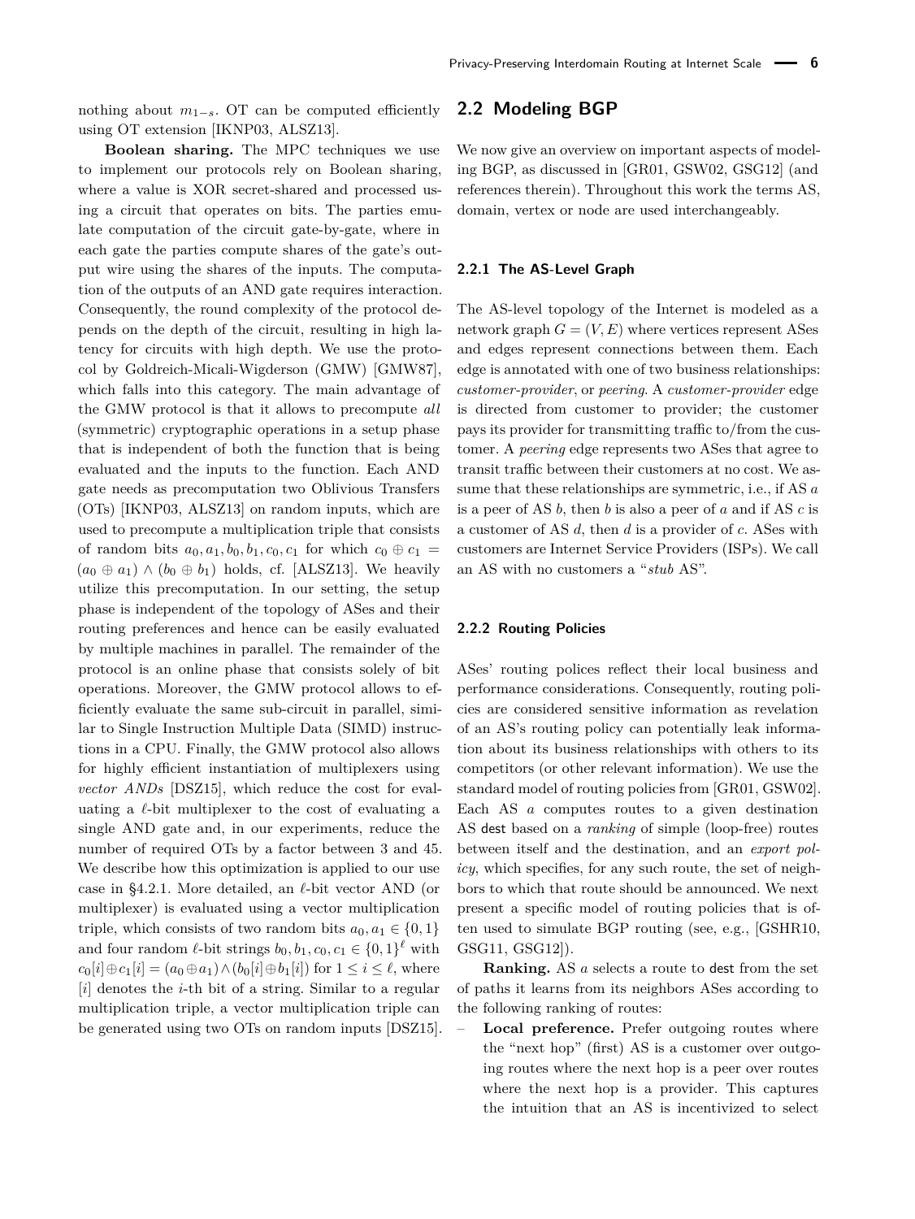nothing about $m_{1-s}$. OT can be computed efficiently using OT extension [IKNP03, ALSZ13].

**Boolean sharing.** The MPC techniques we use to implement our protocols rely on Boolean sharing, where a value is XOR secret-shared and processed using a circuit that operates on bits. The parties emulate computation of the circuit gate-by-gate, where in each gate the parties compute shares of the gate's output wire using the shares of the inputs. The computation of the outputs of an AND gate requires interaction. Consequently, the round complexity of the protocol depends on the depth of the circuit, resulting in high latency for circuits with high depth. We use the protocol by Goldreich-Micali-Wigderson (GMW) [GMW87], which falls into this category. The main advantage of the GMW protocol is that it allows to precompute *all* (symmetric) cryptographic operations in a setup phase that is independent of both the function that is being evaluated and the inputs to the function. Each AND gate needs as precomputation two Oblivious Transfers (OTs) [IKNP03, ALSZ13] on random inputs, which are used to precompute a multiplication triple that consists of random bits $a_0, a_1, b_0, b_1, c_0, c_1$ for which $c_0 \oplus c_1 = (a_0 \oplus a_1) \wedge (b_0 \oplus b_1)$ holds, cf. [ALSZ13]. We heavily utilize this precomputation. In our setting, the setup phase is independent of the topology of ASes and their routing preferences and hence can be easily evaluated by multiple machines in parallel. The remainder of the protocol is an online phase that consists solely of bit operations. Moreover, the GMW protocol allows to efficiently evaluate the same sub-circuit in parallel, similar to Single Instruction Multiple Data (SIMD) instructions in a CPU. Finally, the GMW protocol also allows for highly efficient instantiation of multiplexers using *vector ANDs* [DSZ15], which reduce the cost for evaluating a $\ell$-bit multiplexer to the cost of evaluating a single AND gate and, in our experiments, reduce the number of required OTs by a factor between 3 and 45. We describe how this optimization is applied to our use case in §4.2.1. More detailed, an $\ell$-bit vector AND (or multiplexer) is evaluated using a vector multiplication triple, which consists of two random bits $a_0, a_1 \in \{0, 1\}$ and four random $\ell$-bit strings $b_0, b_1, c_0, c_1 \in \{0, 1\}^\ell$ with $c_0[i] \oplus c_1[i] = (a_0 \oplus a_1) \wedge (b_0[i] \oplus b_1[i])$ for $1 \leq i \leq \ell$, where $[i]$ denotes the $i$-th bit of a string. Similar to a regular multiplication triple, a vector multiplication triple can be generated using two OTs on random inputs [DSZ15].

## 2.2 Modeling BGP

We now give an overview on important aspects of modeling BGP, as discussed in [GR01, GSW02, GSG12] (and references therein). Throughout this work the terms AS, domain, vertex or node are used interchangeably.

### 2.2.1 The AS-Level Graph

The AS-level topology of the Internet is modeled as a network graph $G = (V, E)$ where vertices represent ASes and edges represent connections between them. Each edge is annotated with one of two business relationships: *customer-provider*, or *peering*. A *customer-provider* edge is directed from customer to provider; the customer pays its provider for transmitting traffic to/from the customer. A *peering* edge represents two ASes that agree to transit traffic between their customers at no cost. We assume that these relationships are symmetric, i.e., if AS $a$ is a peer of AS $b$, then $b$ is also a peer of $a$ and if AS $c$ is a customer of AS $d$, then $d$ is a provider of $c$. ASes with customers are Internet Service Providers (ISPs). We call an AS with no customers a "*stub* AS".

### 2.2.2 Routing Policies

ASes' routing polices reflect their local business and performance considerations. Consequently, routing policies are considered sensitive information as revelation of an AS's routing policy can potentially leak information about its business relationships with others to its competitors (or other relevant information). We use the standard model of routing policies from [GR01, GSW02]. Each AS $a$ computes routes to a given destination AS $\mathsf{dest}$ based on a *ranking* of simple (loop-free) routes between itself and the destination, and an *export policy*, which specifies, for any such route, the set of neighbors to which that route should be announced. We next present a specific model of routing policies that is often used to simulate BGP routing (see, e.g., [GSHR10, GSG11, GSG12]).

**Ranking.** AS $a$ selects a route to $\mathsf{dest}$ from the set of paths it learns from its neighbors ASes according to the following ranking of routes:

- **Local preference.** Prefer outgoing routes where the "next hop" (first) AS is a customer over outgoing routes where the next hop is a peer over routes where the next hop is a provider. This captures the intuition that an AS is incentivized to select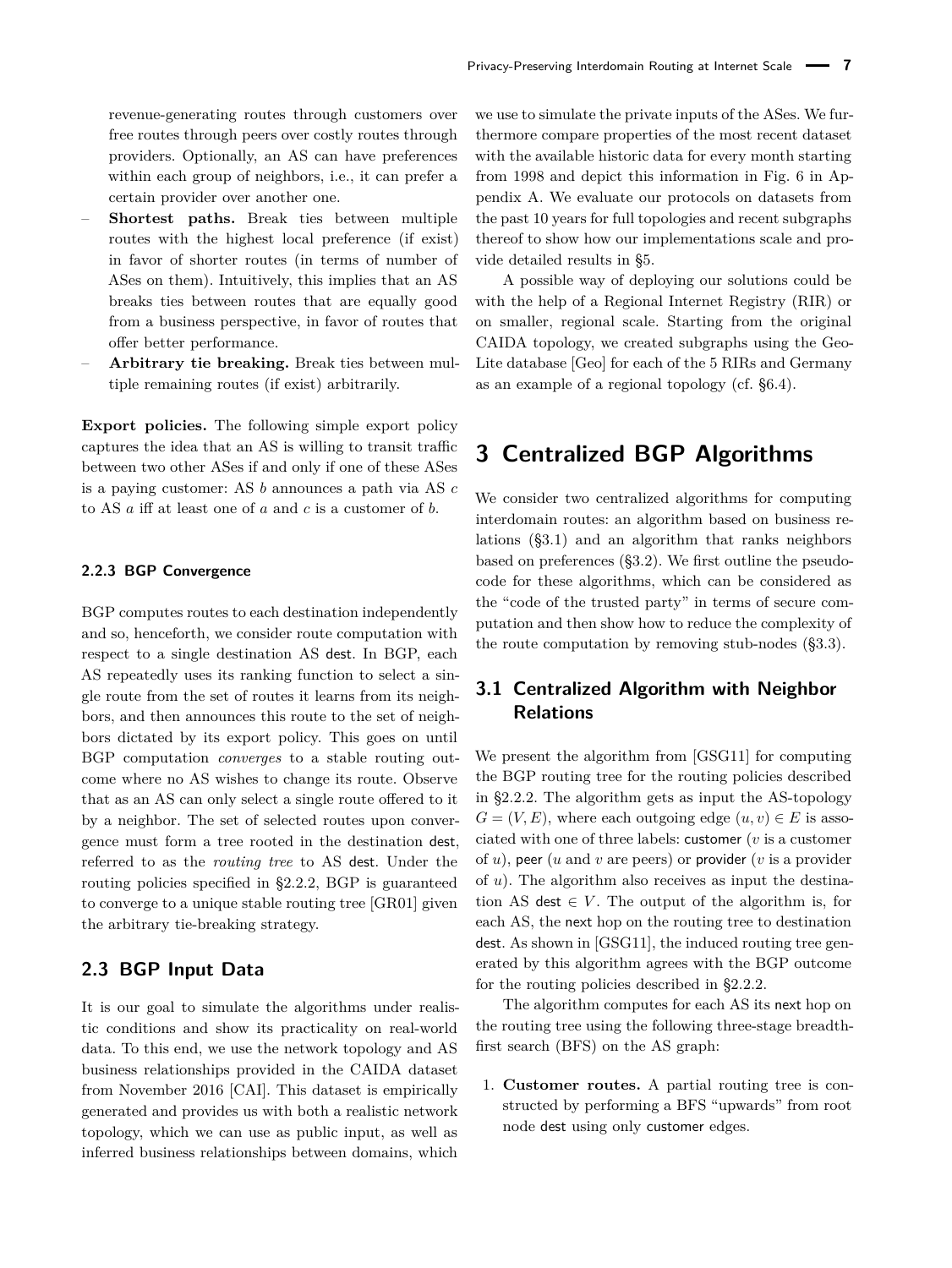revenue-generating routes through customers over free routes through peers over costly routes through providers. Optionally, an AS can have preferences within each group of neighbors, i.e., it can prefer a certain provider over another one.

- **Shortest paths.** Break ties between multiple routes with the highest local preference (if exist) in favor of shorter routes (in terms of number of ASes on them). Intuitively, this implies that an AS breaks ties between routes that are equally good from a business perspective, in favor of routes that offer better performance.
- **Arbitrary tie breaking.** Break ties between multiple remaining routes (if exist) arbitrarily.

**Export policies.** The following simple export policy captures the idea that an AS is willing to transit traffic between two other ASes if and only if one of these ASes is a paying customer: AS $b$ announces a path via AS $c$ to AS $a$ iff at least one of $a$ and $c$ is a customer of $b$.

### 2.2.3 BGP Convergence

BGP computes routes to each destination independently and so, henceforth, we consider route computation with respect to a single destination AS dest. In BGP, each AS repeatedly uses its ranking function to select a single route from the set of routes it learns from its neighbors, and then announces this route to the set of neighbors dictated by its export policy. This goes on until BGP computation *converges* to a stable routing outcome where no AS wishes to change its route. Observe that as an AS can only select a single route offered to it by a neighbor. The set of selected routes upon convergence must form a tree rooted in the destination dest, referred to as the *routing tree* to AS dest. Under the routing policies specified in §2.2.2, BGP is guaranteed to converge to a unique stable routing tree [GR01] given the arbitrary tie-breaking strategy.

## 2.3 BGP Input Data

It is our goal to simulate the algorithms under realistic conditions and show its practicality on real-world data. To this end, we use the network topology and AS business relationships provided in the CAIDA dataset from November 2016 [CAI]. This dataset is empirically generated and provides us with both a realistic network topology, which we can use as public input, as well as inferred business relationships between domains, which we use to simulate the private inputs of the ASes. We furthermore compare properties of the most recent dataset with the available historic data for every month starting from 1998 and depict this information in Fig. 6 in Appendix A. We evaluate our protocols on datasets from the past 10 years for full topologies and recent subgraphs thereof to show how our implementations scale and provide detailed results in §5.

A possible way of deploying our solutions could be with the help of a Regional Internet Registry (RIR) or on smaller, regional scale. Starting from the original CAIDA topology, we created subgraphs using the GeoLite database [Geo] for each of the 5 RIRs and Germany as an example of a regional topology (cf. §6.4).

# 3 Centralized BGP Algorithms

We consider two centralized algorithms for computing interdomain routes: an algorithm based on business relations (§3.1) and an algorithm that ranks neighbors based on preferences (§3.2). We first outline the pseudocode for these algorithms, which can be considered as the "code of the trusted party" in terms of secure computation and then show how to reduce the complexity of the route computation by removing stub-nodes (§3.3).

## 3.1 Centralized Algorithm with Neighbor Relations

We present the algorithm from [GSG11] for computing the BGP routing tree for the routing policies described in §2.2.2. The algorithm gets as input the AS-topology $G = (V, E)$, where each outgoing edge $(u, v) \in E$ is associated with one of three labels: customer ($v$ is a customer of $u$), peer ($u$ and $v$ are peers) or provider ($v$ is a provider of $u$). The algorithm also receives as input the destination AS dest $\in V$. The output of the algorithm is, for each AS, the next hop on the routing tree to destination dest. As shown in [GSG11], the induced routing tree generated by this algorithm agrees with the BGP outcome for the routing policies described in §2.2.2.

The algorithm computes for each AS its next hop on the routing tree using the following three-stage breadth-first search (BFS) on the AS graph:

1. **Customer routes.** A partial routing tree is constructed by performing a BFS "upwards" from root node dest using only customer edges.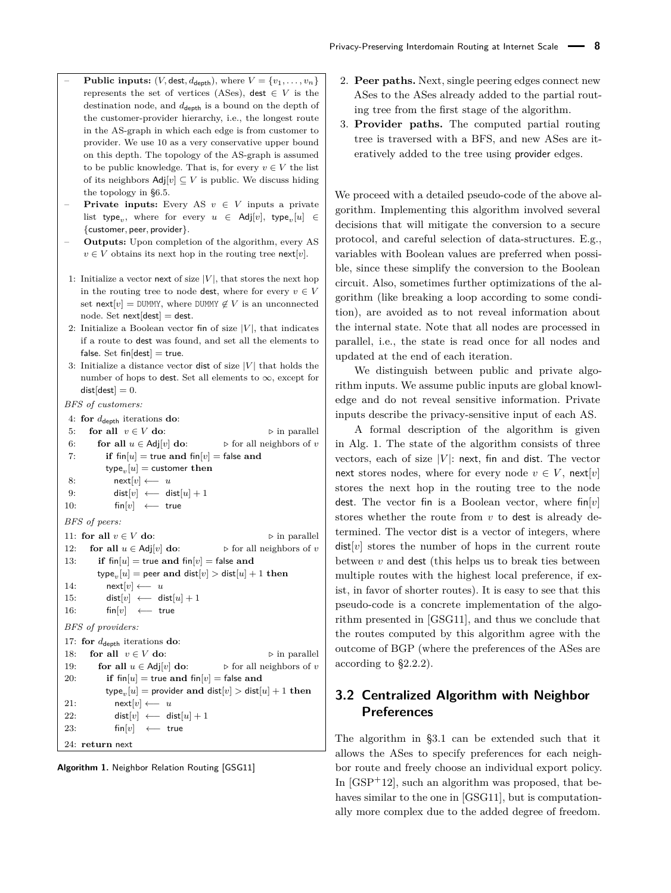- **Public inputs:** $(V, \mathsf{dest}, d_{\mathsf{depth}})$, where $V = \{v_1, \ldots, v_n\}$ represents the set of vertices (ASes), $\mathsf{dest} \in V$ is the destination node, and $d_{\mathsf{depth}}$ is a bound on the depth of the customer-provider hierarchy, i.e., the longest route in the AS-graph in which each edge is from customer to provider. We use 10 as a very conservative upper bound on this depth. The topology of the AS-graph is assumed to be public knowledge. That is, for every $v \in V$ the list of its neighbors $\mathsf{Adj}[v] \subseteq V$ is public. We discuss hiding the topology in §6.5.
- **Private inputs:** Every AS $v \in V$ inputs a private list $\mathsf{type}_v$, where for every $u \in \mathsf{Adj}[v]$, $\mathsf{type}_v[u] \in \{\mathsf{customer}, \mathsf{peer}, \mathsf{provider}\}$.
- **Outputs:** Upon completion of the algorithm, every AS $v \in V$ obtains its next hop in the routing tree $\mathsf{next}[v]$.

```
1: Initialize a vector next of size |V|, that stores the next hop
   in the routing tree to node dest, where for every v ∈ V
   set next[v] = DUMMY, where DUMMY ∉ V is an unconnected
   node. Set next[dest] = dest.
2: Initialize a Boolean vector fin of size |V|, that indicates
   if a route to dest was found, and set all the elements to
   false. Set fin[dest] = true.
3: Initialize a distance vector dist of size |V| that holds the
   number of hops to dest. Set all elements to ∞, except for
   dist[dest] = 0.
BFS of customers:
4: for d_depth iterations do:
5:   for all v ∈ V do:                          ▷ in parallel
6:     for all u ∈ Adj[v] do:          ▷ for all neighbors of v
7:       if fin[u] = true and fin[v] = false and
         type_v[u] = customer then
8:         next[v] ⟵ u
9:         dist[v] ⟵ dist[u] + 1
10:        fin[v]  ⟵ true
BFS of peers:
11: for all v ∈ V do:                           ▷ in parallel
12:   for all u ∈ Adj[v] do:           ▷ for all neighbors of v
13:     if fin[u] = true and fin[v] = false and
        type_v[u] = peer and dist[v] > dist[u] + 1 then
14:       next[v] ⟵ u
15:       dist[v] ⟵ dist[u] + 1
16:       fin[v]  ⟵ true
BFS of providers:
17: for d_depth iterations do:
18:   for all v ∈ V do:                         ▷ in parallel
19:     for all u ∈ Adj[v] do:         ▷ for all neighbors of v
20:       if fin[u] = true and fin[v] = false and
          type_v[u] = provider and dist[v] > dist[u] + 1 then
21:         next[v] ⟵ u
22:         dist[v] ⟵ dist[u] + 1
23:         fin[v]  ⟵ true
24: return next
```

**Algorithm 1.** Neighbor Relation Routing [GSG11]

2. **Peer paths.** Next, single peering edges connect new ASes to the ASes already added to the partial routing tree from the first stage of the algorithm.
3. **Provider paths.** The computed partial routing tree is traversed with a BFS, and new ASes are iteratively added to the tree using provider edges.

We proceed with a detailed pseudo-code of the above algorithm. Implementing this algorithm involved several decisions that will mitigate the conversion to a secure protocol, and careful selection of data-structures. E.g., variables with Boolean values are preferred when possible, since these simplify the conversion to the Boolean circuit. Also, sometimes further optimizations of the algorithm (like breaking a loop according to some condition), are avoided as to not reveal information about the internal state. Note that all nodes are processed in parallel, i.e., the state is read once for all nodes and updated at the end of each iteration.

We distinguish between public and private algorithm inputs. We assume public inputs are global knowledge and do not reveal sensitive information. Private inputs describe the privacy-sensitive input of each AS.

A formal description of the algorithm is given in Alg. 1. The state of the algorithm consists of three vectors, each of size $|V|$: next, fin and dist. The vector next stores nodes, where for every node $v \in V$, $\mathsf{next}[v]$ stores the next hop in the routing tree to the node dest. The vector fin is a Boolean vector, where $\mathsf{fin}[v]$ stores whether the route from $v$ to dest is already determined. The vector dist is a vector of integers, where $\mathsf{dist}[v]$ stores the number of hops in the current route between $v$ and dest (this helps us to break ties between multiple routes with the highest local preference, if exist, in favor of shorter routes). It is easy to see that this pseudo-code is a concrete implementation of the algorithm presented in [GSG11], and thus we conclude that the routes computed by this algorithm agree with the outcome of BGP (where the preferences of the ASes are according to §2.2.2).

## 3.2 Centralized Algorithm with Neighbor Preferences

The algorithm in §3.1 can be extended such that it allows the ASes to specify preferences for each neighbor route and freely choose an individual export policy. In [GSP+12], such an algorithm was proposed, that behaves similar to the one in [GSG11], but is computationally more complex due to the added degree of freedom.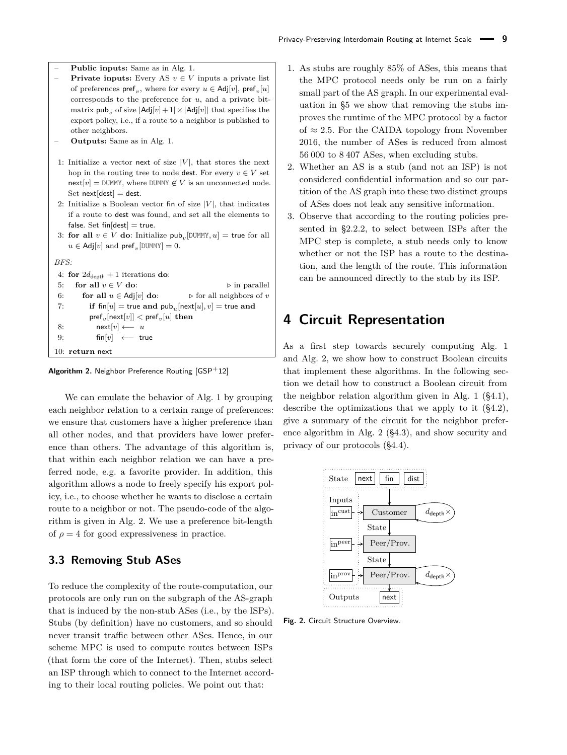- **Public inputs:** Same as in Alg. 1.
- **Private inputs:** Every AS $v \in V$ inputs a private list of preferences $\mathsf{pref}_v$, where for every $u \in \mathsf{Adj}[v]$, $\mathsf{pref}_v[u]$ corresponds to the preference for $u$, and a private bit-matrix $\mathsf{pub}_v$ of size $|\mathsf{Adj}[v]+1| \times |\mathsf{Adj}[v]|$ that specifies the export policy, i.e., if a route to a neighbor is published to other neighbors.
- **Outputs:** Same as in Alg. 1.

```
1: Initialize a vector next of size |V|, that stores the next
   hop in the routing tree to node dest. For every v ∈ V set
   next[v] = DUMMY, where DUMMY ∉ V is an unconnected node.
   Set next[dest] = dest.
2: Initialize a Boolean vector fin of size |V|, that indicates
   if a route to dest was found, and set all the elements to
   false. Set fin[dest] = true.
3: for all v ∈ V do: Initialize pub_v[DUMMY, u] = true for all
   u ∈ Adj[v] and pref_v[DUMMY] = 0.
BFS:
4: for 2d_depth + 1 iterations do:
5:   for all v ∈ V do:                         ▷ in parallel
6:     for all u ∈ Adj[v] do:           ▷ for all neighbors of v
7:       if fin[u] = true and pub_u[next[u], v] = true and
         pref_v[next[v]] < pref_v[u] then
8:         next[v] ⟵ u
9:         fin[v]  ⟵ true
10: return next
```

**Algorithm 2.** Neighbor Preference Routing [GSP+12]

We can emulate the behavior of Alg. 1 by grouping each neighbor relation to a certain range of preferences: we ensure that customers have a higher preference than all other nodes, and that providers have lower preference than others. The advantage of this algorithm is, that within each neighbor relation we can have a preferred node, e.g. a favorite provider. In addition, this algorithm allows a node to freely specify his export policy, i.e., to choose whether he wants to disclose a certain route to a neighbor or not. The pseudo-code of the algorithm is given in Alg. 2. We use a preference bit-length of $\rho = 4$ for good expressiveness in practice.

### 3.3 Removing Stub ASes

To reduce the complexity of the route-computation, our protocols are only run on the subgraph of the AS-graph that is induced by the non-stub ASes (i.e., by the ISPs). Stubs (by definition) have no customers, and so should never transit traffic between other ASes. Hence, in our scheme MPC is used to compute routes between ISPs (that form the core of the Internet). Then, stubs select an ISP through which to connect to the Internet according to their local routing policies. We point out that:

1. As stubs are roughly 85% of ASes, this means that the MPC protocol needs only be run on a fairly small part of the AS graph. In our experimental evaluation in §5 we show that removing the stubs improves the runtime of the MPC protocol by a factor of $\approx 2.5$. For the CAIDA topology from November 2016, the number of ASes is reduced from almost 56 000 to 8 407 ASes, when excluding stubs.
2. Whether an AS is a stub (and not an ISP) is not considered confidential information and so our partition of the AS graph into these two distinct groups of ASes does not leak any sensitive information.
3. Observe that according to the routing policies presented in §2.2.2, to select between ISPs after the MPC step is complete, a stub needs only to know whether or not the ISP has a route to the destination, and the length of the route. This information can be announced directly to the stub by its ISP.

## 4 Circuit Representation

As a first step towards securely computing Alg. 1 and Alg. 2, we show how to construct Boolean circuits that implement these algorithms. In the following section we detail how to construct a Boolean circuit from the neighbor relation algorithm given in Alg. 1 (§4.1), describe the optimizations that we apply to it (§4.2), give a summary of the circuit for the neighbor preference algorithm in Alg. 2 (§4.3), and show security and privacy of our protocols (§4.4).

State next fin dist
Inputs
$\text{in}^{\text{cust}}$ Customer $d_{\mathsf{depth}}\times$
State
$\text{in}^{\text{peer}}$ Peer/Prov.
State
$\text{in}^{\text{prov}}$ Peer/Prov. $d_{\mathsf{depth}}\times$
Outputs next

**Fig. 2.** Circuit Structure Overview.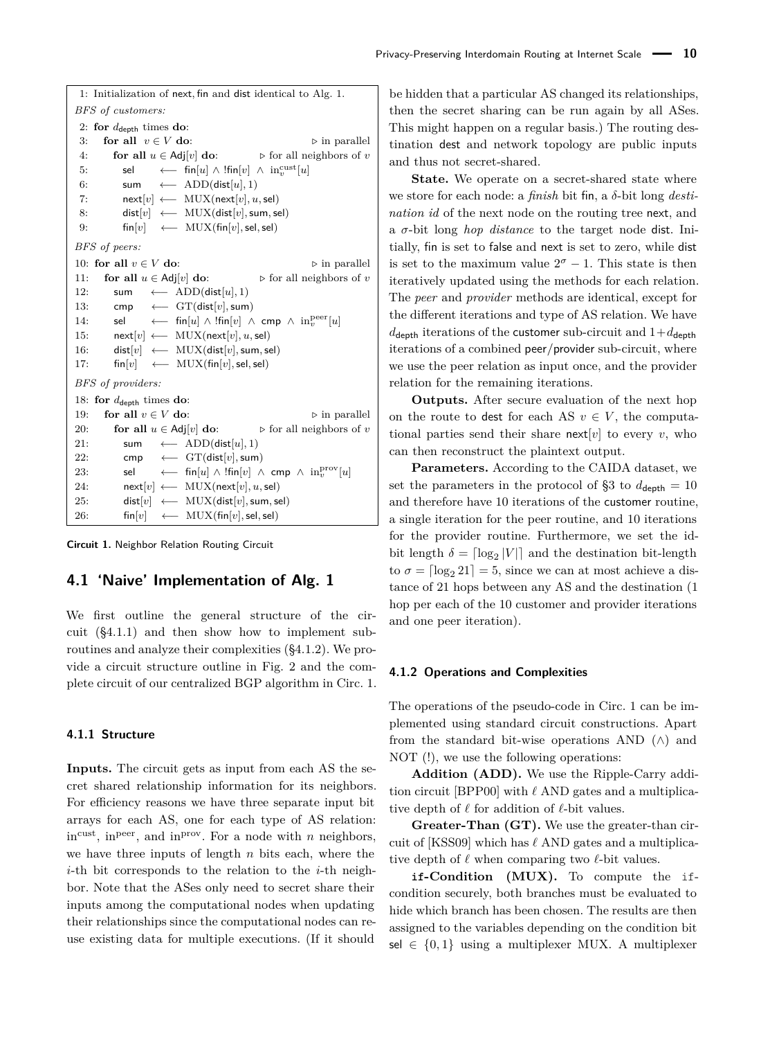```
1: Initialization of next, fin and dist identical to Alg. 1.
BFS of customers:
2: for d_depth times do:
3:   for all v ∈ V do:                              ▷ in parallel
4:     for all u ∈ Adj[v] do:            ▷ for all neighbors of v
5:       sel      ⟵ fin[u] ∧ !fin[v] ∧ in_v^cust[u]
6:       sum      ⟵ ADD(dist[u], 1)
7:       next[v] ⟵ MUX(next[v], u, sel)
8:       dist[v] ⟵ MUX(dist[v], sum, sel)
9:       fin[v]  ⟵ MUX(fin[v], sel, sel)
BFS of peers:
10: for all v ∈ V do:                                ▷ in parallel
11:   for all u ∈ Adj[v] do:              ▷ for all neighbors of v
12:     sum      ⟵ ADD(dist[u], 1)
13:     cmp      ⟵ GT(dist[v], sum)
14:     sel      ⟵ fin[u] ∧ !fin[v] ∧ cmp ∧ in_v^peer[u]
15:     next[v] ⟵ MUX(next[v], u, sel)
16:     dist[v] ⟵ MUX(dist[v], sum, sel)
17:     fin[v]  ⟵ MUX(fin[v], sel, sel)
BFS of providers:
18: for d_depth times do:
19:   for all v ∈ V do:                              ▷ in parallel
20:     for all u ∈ Adj[v] do:            ▷ for all neighbors of v
21:       sum      ⟵ ADD(dist[u], 1)
22:       cmp      ⟵ GT(dist[v], sum)
23:       sel      ⟵ fin[u] ∧ !fin[v] ∧ cmp ∧ in_v^prov[u]
24:       next[v] ⟵ MUX(next[v], u, sel)
25:       dist[v] ⟵ MUX(dist[v], sum, sel)
26:       fin[v]  ⟵ MUX(fin[v], sel, sel)
```

**Circuit 1.** Neighbor Relation Routing Circuit

## 4.1 'Naive' Implementation of Alg. 1

We first outline the general structure of the circuit (§4.1.1) and then show how to implement subroutines and analyze their complexities (§4.1.2). We provide a circuit structure outline in Fig. 2 and the complete circuit of our centralized BGP algorithm in Circ. 1.

### 4.1.1 Structure

**Inputs.** The circuit gets as input from each AS the secret shared relationship information for its neighbors. For efficiency reasons we have three separate input bit arrays for each AS, one for each type of AS relation: $\text{in}^{\text{cust}}$, $\text{in}^{\text{peer}}$, and $\text{in}^{\text{prov}}$. For a node with $n$ neighbors, we have three inputs of length $n$ bits each, where the $i$-th bit corresponds to the relation to the $i$-th neighbor. Note that the ASes only need to secret share their inputs among the computational nodes when updating their relationships since the computational nodes can reuse existing data for multiple executions. (If it should be hidden that a particular AS changed its relationships, then the secret sharing can be run again by all ASes. This might happen on a regular basis.) The routing destination dest and network topology are public inputs and thus not secret-shared.

**State.** We operate on a secret-shared state where we store for each node: a *finish* bit fin, a $\delta$-bit long *destination id* of the next node on the routing tree next, and a $\sigma$-bit long *hop distance* to the target node dist. Initially, fin is set to false and next is set to zero, while dist is set to the maximum value $2^\sigma - 1$. This state is then iteratively updated using the methods for each relation. The *peer* and *provider* methods are identical, except for the different iterations and type of AS relation. We have $d_{\text{depth}}$ iterations of the customer sub-circuit and $1+d_{\text{depth}}$ iterations of a combined peer/provider sub-circuit, where we use the peer relation as input once, and the provider relation for the remaining iterations.

**Outputs.** After secure evaluation of the next hop on the route to dest for each AS $v \in V$, the computational parties send their share $\text{next}[v]$ to every $v$, who can then reconstruct the plaintext output.

**Parameters.** According to the CAIDA dataset, we set the parameters in the protocol of §3 to $d_{\text{depth}} = 10$ and therefore have 10 iterations of the customer routine, a single iteration for the peer routine, and 10 iterations for the provider routine. Furthermore, we set the id-bit length $\delta = \lceil \log_2 |V| \rceil$ and the destination bit-length to $\sigma = \lceil \log_2 21 \rceil = 5$, since we can at most achieve a distance of 21 hops between any AS and the destination (1 hop per each of the 10 customer and provider iterations and one peer iteration).

### 4.1.2 Operations and Complexities

The operations of the pseudo-code in Circ. 1 can be implemented using standard circuit constructions. Apart from the standard bit-wise operations AND ($\wedge$) and NOT (!), we use the following operations:

**Addition (ADD).** We use the Ripple-Carry addition circuit [BPP00] with $\ell$ AND gates and a multiplicative depth of $\ell$ for addition of $\ell$-bit values.

**Greater-Than (GT).** We use the greater-than circuit of [KSS09] which has $\ell$ AND gates and a multiplicative depth of $\ell$ when comparing two $\ell$-bit values.

**`if`-Condition (MUX).** To compute the `if`-condition securely, both branches must be evaluated to hide which branch has been chosen. The results are then assigned to the variables depending on the condition bit $\text{sel} \in \{0, 1\}$ using a multiplexer MUX. A multiplexer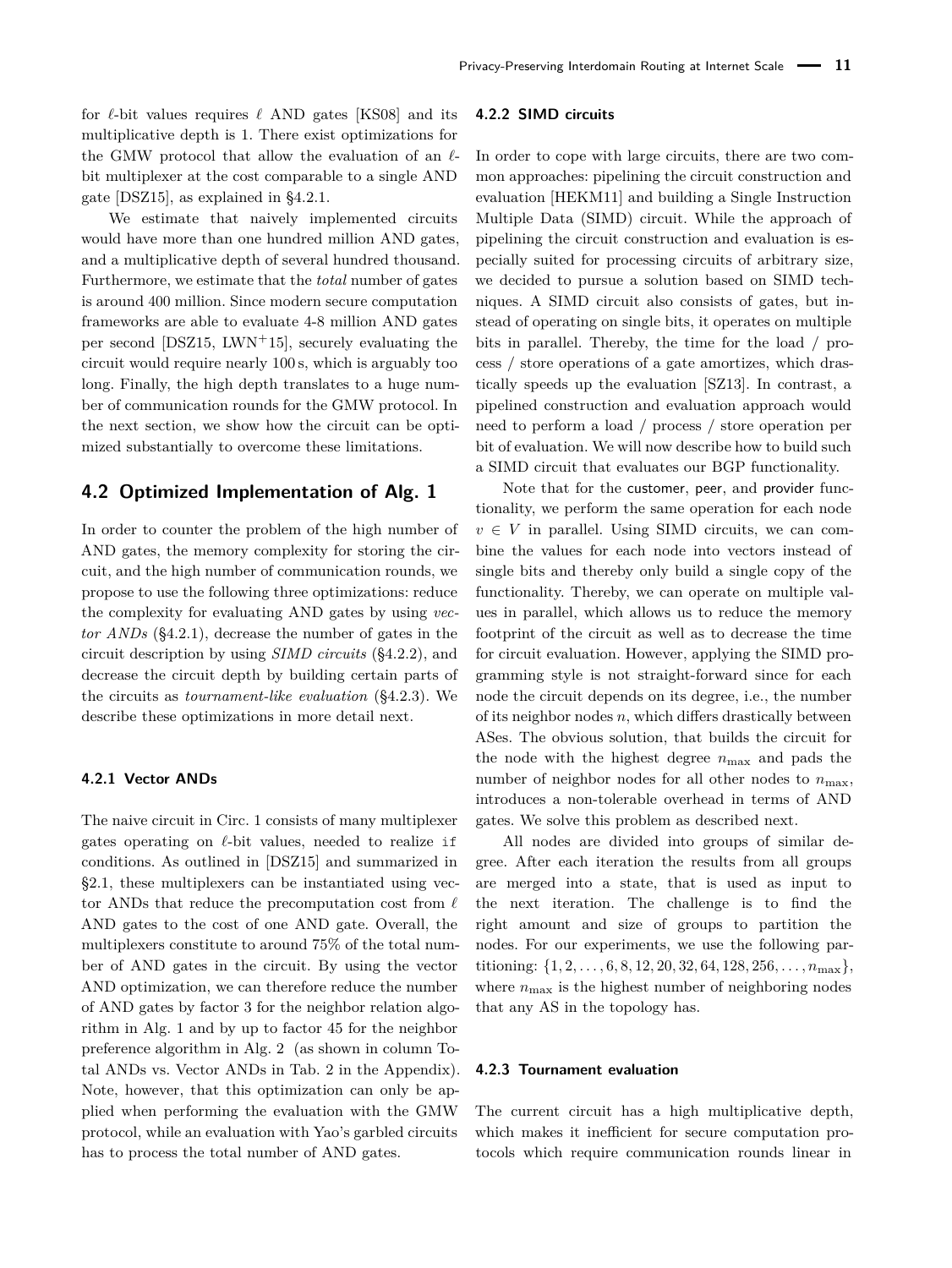for $\ell$-bit values requires $\ell$ AND gates [KS08] and its multiplicative depth is 1. There exist optimizations for the GMW protocol that allow the evaluation of an $\ell$-bit multiplexer at the cost comparable to a single AND gate [DSZ15], as explained in §4.2.1.

We estimate that naively implemented circuits would have more than one hundred million AND gates, and a multiplicative depth of several hundred thousand. Furthermore, we estimate that the *total* number of gates is around 400 million. Since modern secure computation frameworks are able to evaluate 4-8 million AND gates per second [DSZ15, LWN[+]15], securely evaluating the circuit would require nearly 100 s, which is arguably too long. Finally, the high depth translates to a huge number of communication rounds for the GMW protocol. In the next section, we show how the circuit can be optimized substantially to overcome these limitations.

## 4.2 Optimized Implementation of Alg. 1

In order to counter the problem of the high number of AND gates, the memory complexity for storing the circuit, and the high number of communication rounds, we propose to use the following three optimizations: reduce the complexity for evaluating AND gates by using *vector ANDs* (§4.2.1), decrease the number of gates in the circuit description by using *SIMD circuits* (§4.2.2), and decrease the circuit depth by building certain parts of the circuits as *tournament-like evaluation* (§4.2.3). We describe these optimizations in more detail next.

### 4.2.1 Vector ANDs

The naive circuit in Circ. 1 consists of many multiplexer gates operating on $\ell$-bit values, needed to realize `if` conditions. As outlined in [DSZ15] and summarized in §2.1, these multiplexers can be instantiated using vector ANDs that reduce the precomputation cost from $\ell$ AND gates to the cost of one AND gate. Overall, the multiplexers constitute to around 75% of the total number of AND gates in the circuit. By using the vector AND optimization, we can therefore reduce the number of AND gates by factor 3 for the neighbor relation algorithm in Alg. 1 and by up to factor 45 for the neighbor preference algorithm in Alg. 2 (as shown in column Total ANDs vs. Vector ANDs in Tab. 2 in the Appendix). Note, however, that this optimization can only be applied when performing the evaluation with the GMW protocol, while an evaluation with Yao's garbled circuits has to process the total number of AND gates.

### 4.2.2 SIMD circuits

In order to cope with large circuits, there are two common approaches: pipelining the circuit construction and evaluation [HEKM11] and building a Single Instruction Multiple Data (SIMD) circuit. While the approach of pipelining the circuit construction and evaluation is especially suited for processing circuits of arbitrary size, we decided to pursue a solution based on SIMD techniques. A SIMD circuit also consists of gates, but instead of operating on single bits, it operates on multiple bits in parallel. Thereby, the time for the load / process / store operations of a gate amortizes, which drastically speeds up the evaluation [SZ13]. In contrast, a pipelined construction and evaluation approach would need to perform a load / process / store operation per bit of evaluation. We will now describe how to build such a SIMD circuit that evaluates our BGP functionality.

Note that for the customer, peer, and provider functionality, we perform the same operation for each node $v \in V$ in parallel. Using SIMD circuits, we can combine the values for each node into vectors instead of single bits and thereby only build a single copy of the functionality. Thereby, we can operate on multiple values in parallel, which allows us to reduce the memory footprint of the circuit as well as to decrease the time for circuit evaluation. However, applying the SIMD programming style is not straight-forward since for each node the circuit depends on its degree, i.e., the number of its neighbor nodes $n$, which differs drastically between ASes. The obvious solution, that builds the circuit for the node with the highest degree $n_{\max}$ and pads the number of neighbor nodes for all other nodes to $n_{\max}$, introduces a non-tolerable overhead in terms of AND gates. We solve this problem as described next.

All nodes are divided into groups of similar degree. After each iteration the results from all groups are merged into a state, that is used as input to the next iteration. The challenge is to find the right amount and size of groups to partition the nodes. For our experiments, we use the following partitioning: $\{1, 2, \ldots, 6, 8, 12, 20, 32, 64, 128, 256, \ldots, n_{\max}\}$, where $n_{\max}$ is the highest number of neighboring nodes that any AS in the topology has.

### 4.2.3 Tournament evaluation

The current circuit has a high multiplicative depth, which makes it inefficient for secure computation protocols which require communication rounds linear in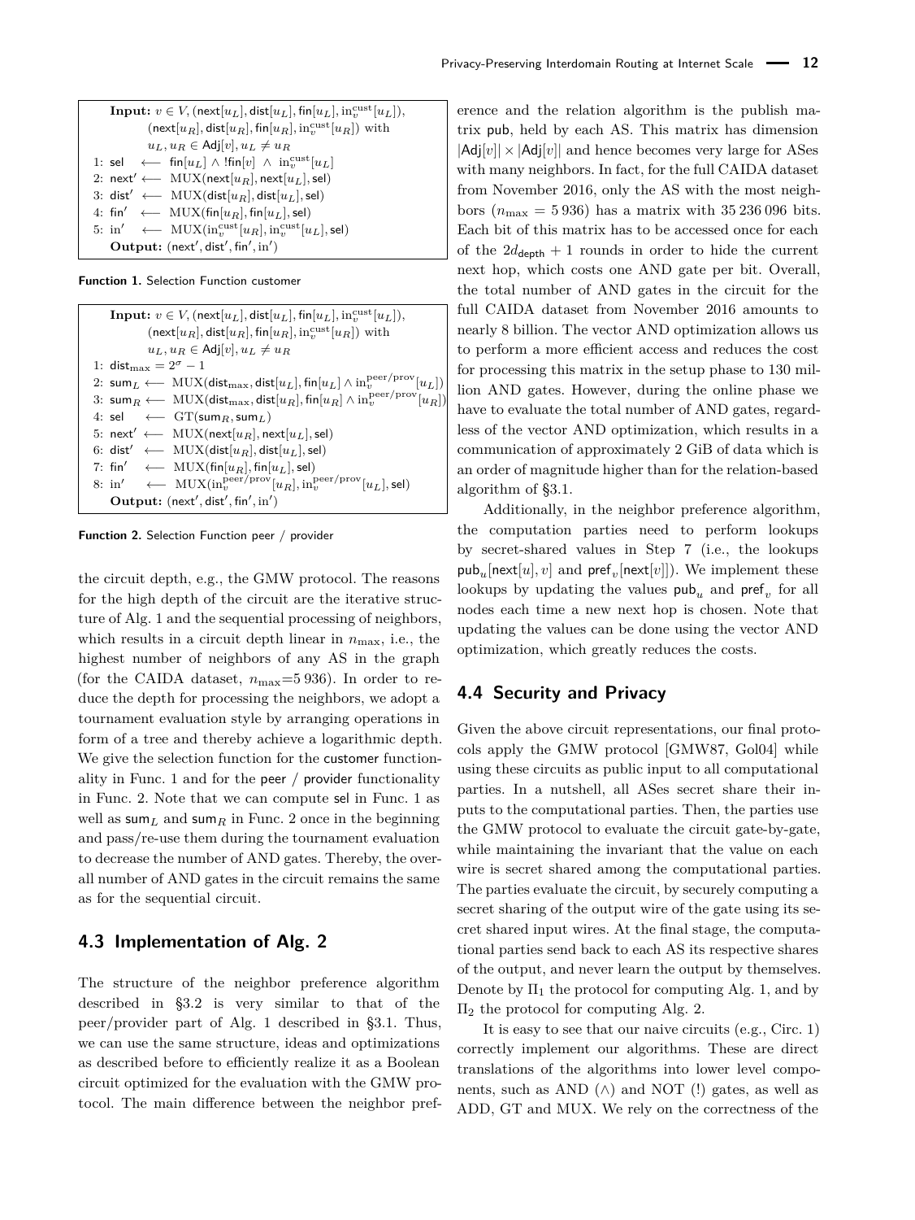**Input:** $v \in V$, $(\mathsf{next}[u_L], \mathsf{dist}[u_L], \mathsf{fin}[u_L], \text{in}_v^{\text{cust}}[u_L])$, $(\mathsf{next}[u_R], \mathsf{dist}[u_R], \mathsf{fin}[u_R], \text{in}_v^{\text{cust}}[u_R])$ with $u_L, u_R \in \mathsf{Adj}[v], u_L \neq u_R$

1: $\mathsf{sel} \longleftarrow \mathsf{fin}[u_L] \wedge !\mathsf{fin}[v] \wedge \text{in}_v^{\text{cust}}[u_L]$
2: $\mathsf{next}' \longleftarrow \text{MUX}(\mathsf{next}[u_R], \mathsf{next}[u_L], \mathsf{sel})$
3: $\mathsf{dist}' \longleftarrow \text{MUX}(\mathsf{dist}[u_R], \mathsf{dist}[u_L], \mathsf{sel})$
4: $\mathsf{fin}' \longleftarrow \text{MUX}(\mathsf{fin}[u_R], \mathsf{fin}[u_L], \mathsf{sel})$
5: $\text{in}' \longleftarrow \text{MUX}(\text{in}_v^{\text{cust}}[u_R], \text{in}_v^{\text{cust}}[u_L], \mathsf{sel})$

**Output:** $(\mathsf{next}', \mathsf{dist}', \mathsf{fin}', \text{in}')$

**Function 1.** Selection Function customer

**Input:** $v \in V$, $(\mathsf{next}[u_L], \mathsf{dist}[u_L], \mathsf{fin}[u_L], \text{in}_v^{\text{cust}}[u_L])$, $(\mathsf{next}[u_R], \mathsf{dist}[u_R], \mathsf{fin}[u_R], \text{in}_v^{\text{cust}}[u_R])$ with $u_L, u_R \in \mathsf{Adj}[v], u_L \neq u_R$

1: $\mathsf{dist}_{\max} = 2^\sigma - 1$
2: $\mathsf{sum}_L \longleftarrow \text{MUX}(\mathsf{dist}_{\max}, \mathsf{dist}[u_L], \mathsf{fin}[u_L] \wedge \text{in}_v^{\text{peer/prov}}[u_L])$
3: $\mathsf{sum}_R \longleftarrow \text{MUX}(\mathsf{dist}_{\max}, \mathsf{dist}[u_R], \mathsf{fin}[u_R] \wedge \text{in}_v^{\text{peer/prov}}[u_R])$
4: $\mathsf{sel} \longleftarrow \text{GT}(\mathsf{sum}_R, \mathsf{sum}_L)$
5: $\mathsf{next}' \longleftarrow \text{MUX}(\mathsf{next}[u_R], \mathsf{next}[u_L], \mathsf{sel})$
6: $\mathsf{dist}' \longleftarrow \text{MUX}(\mathsf{dist}[u_R], \mathsf{dist}[u_L], \mathsf{sel})$
7: $\mathsf{fin}' \longleftarrow \text{MUX}(\mathsf{fin}[u_R], \mathsf{fin}[u_L], \mathsf{sel})$
8: $\text{in}' \longleftarrow \text{MUX}(\text{in}_v^{\text{peer/prov}}[u_R], \text{in}_v^{\text{peer/prov}}[u_L], \mathsf{sel})$

**Output:** $(\mathsf{next}', \mathsf{dist}', \mathsf{fin}', \text{in}')$

**Function 2.** Selection Function peer / provider

the circuit depth, e.g., the GMW protocol. The reasons for the high depth of the circuit are the iterative structure of Alg. 1 and the sequential processing of neighbors, which results in a circuit depth linear in $n_{\max}$, i.e., the highest number of neighbors of any AS in the graph (for the CAIDA dataset, $n_{\max}$=5 936). In order to reduce the depth for processing the neighbors, we adopt a tournament evaluation style by arranging operations in form of a tree and thereby achieve a logarithmic depth. We give the selection function for the customer functionality in Func. 1 and for the peer / provider functionality in Func. 2. Note that we can compute sel in Func. 1 as well as $\mathsf{sum}_L$ and $\mathsf{sum}_R$ in Func. 2 once in the beginning and pass/re-use them during the tournament evaluation to decrease the number of AND gates. Thereby, the overall number of AND gates in the circuit remains the same as for the sequential circuit.

## 4.3 Implementation of Alg. 2

The structure of the neighbor preference algorithm described in §3.2 is very similar to that of the peer/provider part of Alg. 1 described in §3.1. Thus, we can use the same structure, ideas and optimizations as described before to efficiently realize it as a Boolean circuit optimized for the evaluation with the GMW protocol. The main difference between the neighbor preference and the relation algorithm is the publish matrix pub, held by each AS. This matrix has dimension $|\mathsf{Adj}[v]| \times |\mathsf{Adj}[v]|$ and hence becomes very large for ASes with many neighbors. In fact, for the full CAIDA dataset from November 2016, only the AS with the most neighbors ($n_{\max} = 5\,936$) has a matrix with 35 236 096 bits. Each bit of this matrix has to be accessed once for each of the $2d_{\mathsf{depth}} + 1$ rounds in order to hide the current next hop, which costs one AND gate per bit. Overall, the total number of AND gates in the circuit for the full CAIDA dataset from November 2016 amounts to nearly 8 billion. The vector AND optimization allows us to perform a more efficient access and reduces the cost for processing this matrix in the setup phase to 130 million AND gates. However, during the online phase we have to evaluate the total number of AND gates, regardless of the vector AND optimization, which results in a communication of approximately 2 GiB of data which is an order of magnitude higher than for the relation-based algorithm of §3.1.

Additionally, in the neighbor preference algorithm, the computation parties need to perform lookups by secret-shared values in Step 7 (i.e., the lookups $\mathsf{pub}_u[\mathsf{next}[u], v]$ and $\mathsf{pref}_v[\mathsf{next}[v]]$). We implement these lookups by updating the values $\mathsf{pub}_u$ and $\mathsf{pref}_v$ for all nodes each time a new next hop is chosen. Note that updating the values can be done using the vector AND optimization, which greatly reduces the costs.

## 4.4 Security and Privacy

Given the above circuit representations, our final protocols apply the GMW protocol [GMW87, Gol04] while using these circuits as public input to all computational parties. In a nutshell, all ASes secret share their inputs to the computational parties. Then, the parties use the GMW protocol to evaluate the circuit gate-by-gate, while maintaining the invariant that the value on each wire is secret shared among the computational parties. The parties evaluate the circuit, by securely computing a secret sharing of the output wire of the gate using its secret shared input wires. At the final stage, the computational parties send back to each AS its respective shares of the output, and never learn the output by themselves. Denote by $\Pi_1$ the protocol for computing Alg. 1, and by $\Pi_2$ the protocol for computing Alg. 2.

It is easy to see that our naive circuits (e.g., Circ. 1) correctly implement our algorithms. These are direct translations of the algorithms into lower level components, such as AND ($\wedge$) and NOT (!) gates, as well as ADD, GT and MUX. We rely on the correctness of the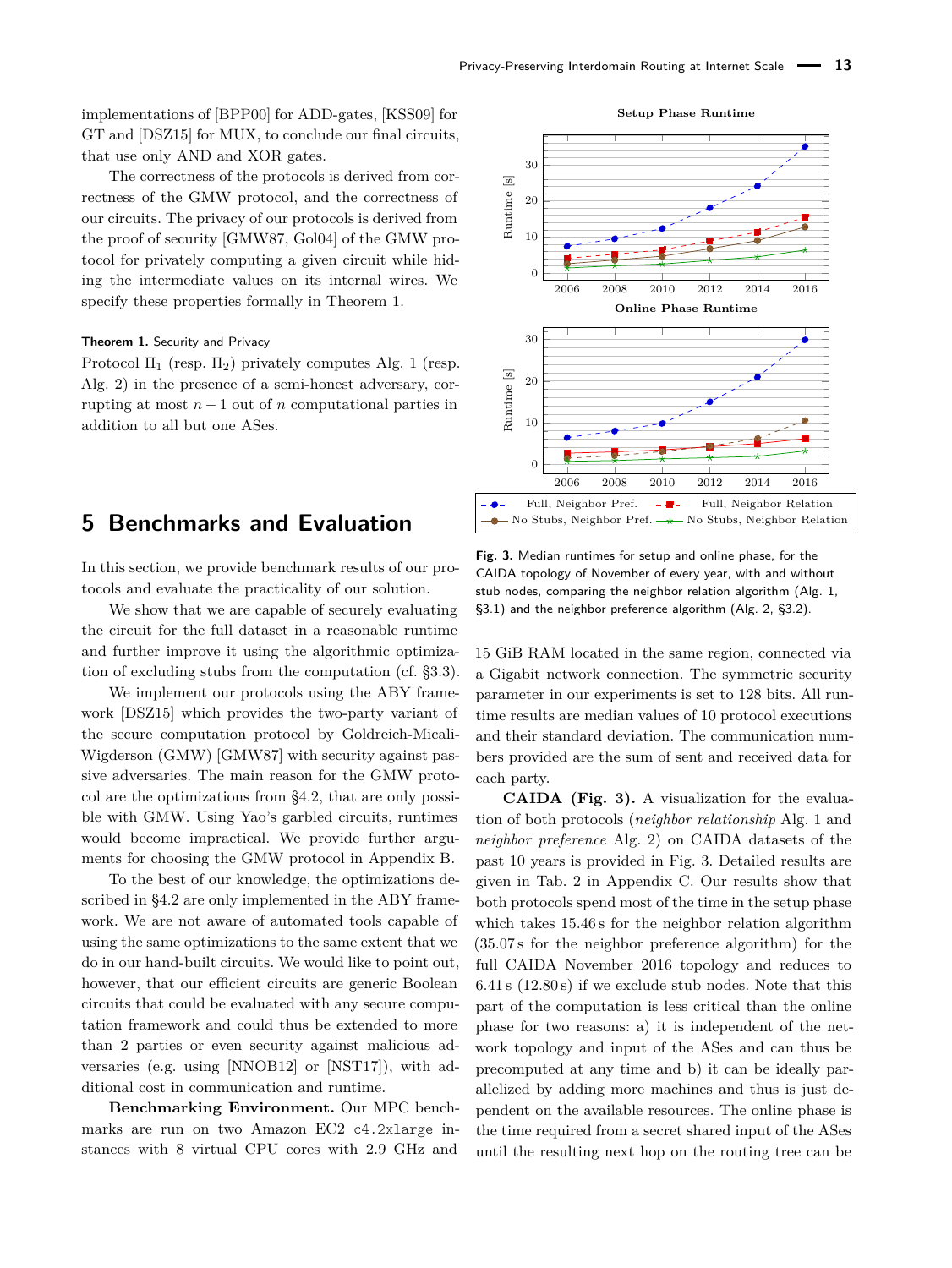implementations of [BPP00] for ADD-gates, [KSS09] for GT and [DSZ15] for MUX, to conclude our final circuits, that use only AND and XOR gates.

The correctness of the protocols is derived from correctness of the GMW protocol, and the correctness of our circuits. The privacy of our protocols is derived from the proof of security [GMW87, Gol04] of the GMW protocol for privately computing a given circuit while hiding the intermediate values on its internal wires. We specify these properties formally in Theorem 1.

**Theorem 1.** Security and Privacy

Protocol $\Pi_1$ (resp. $\Pi_2$) privately computes Alg. 1 (resp. Alg. 2) in the presence of a semi-honest adversary, corrupting at most $n-1$ out of $n$ computational parties in addition to all but one ASes.

## 5 Benchmarks and Evaluation

In this section, we provide benchmark results of our protocols and evaluate the practicality of our solution.

We show that we are capable of securely evaluating the circuit for the full dataset in a reasonable runtime and further improve it using the algorithmic optimization of excluding stubs from the computation (cf. §3.3).

We implement our protocols using the ABY framework [DSZ15] which provides the two-party variant of the secure computation protocol by Goldreich-Micali-Wigderson (GMW) [GMW87] with security against passive adversaries. The main reason for the GMW protocol are the optimizations from §4.2, that are only possible with GMW. Using Yao's garbled circuits, runtimes would become impractical. We provide further arguments for choosing the GMW protocol in Appendix B.

To the best of our knowledge, the optimizations described in §4.2 are only implemented in the ABY framework. We are not aware of automated tools capable of using the same optimizations to the same extent that we do in our hand-built circuits. We would like to point out, however, that our efficient circuits are generic Boolean circuits that could be evaluated with any secure computation framework and could thus be extended to more than 2 parties or even security against malicious adversaries (e.g. using [NNOB12] or [NST17]), with additional cost in communication and runtime.

**Benchmarking Environment.** Our MPC benchmarks are run on two Amazon EC2 `c4.2xlarge` instances with 8 virtual CPU cores with 2.9 GHz and 15 GiB RAM located in the same region, connected via a Gigabit network connection. The symmetric security parameter in our experiments is set to 128 bits. All runtime results are median values of 10 protocol executions and their standard deviation. The communication numbers provided are the sum of sent and received data for each party.

Setup Phase Runtime

Runtime [s]

0
10
20
30

2006 2008 2010 2012 2014 2016

Online Phase Runtime

Runtime [s]

0
10
20
30

2006 2008 2010 2012 2014 2016

Full, Neighbor Pref.
Full, Neighbor Relation
No Stubs, Neighbor Pref.
No Stubs, Neighbor Relation

**Fig. 3.** Median runtimes for setup and online phase, for the CAIDA topology of November of every year, with and without stub nodes, comparing the neighbor relation algorithm (Alg. 1, §3.1) and the neighbor preference algorithm (Alg. 2, §3.2).

**CAIDA (Fig. 3).** A visualization for the evaluation of both protocols (*neighbor relationship* Alg. 1 and *neighbor preference* Alg. 2) on CAIDA datasets of the past 10 years is provided in Fig. 3. Detailed results are given in Tab. 2 in Appendix C. Our results show that both protocols spend most of the time in the setup phase which takes 15.46 s for the neighbor relation algorithm (35.07 s for the neighbor preference algorithm) for the full CAIDA November 2016 topology and reduces to 6.41 s (12.80 s) if we exclude stub nodes. Note that this part of the computation is less critical than the online phase for two reasons: a) it is independent of the network topology and input of the ASes and can thus be precomputed at any time and b) it can be ideally parallelized by adding more machines and thus is just dependent on the available resources. The online phase is the time required from a secret shared input of the ASes until the resulting next hop on the routing tree can be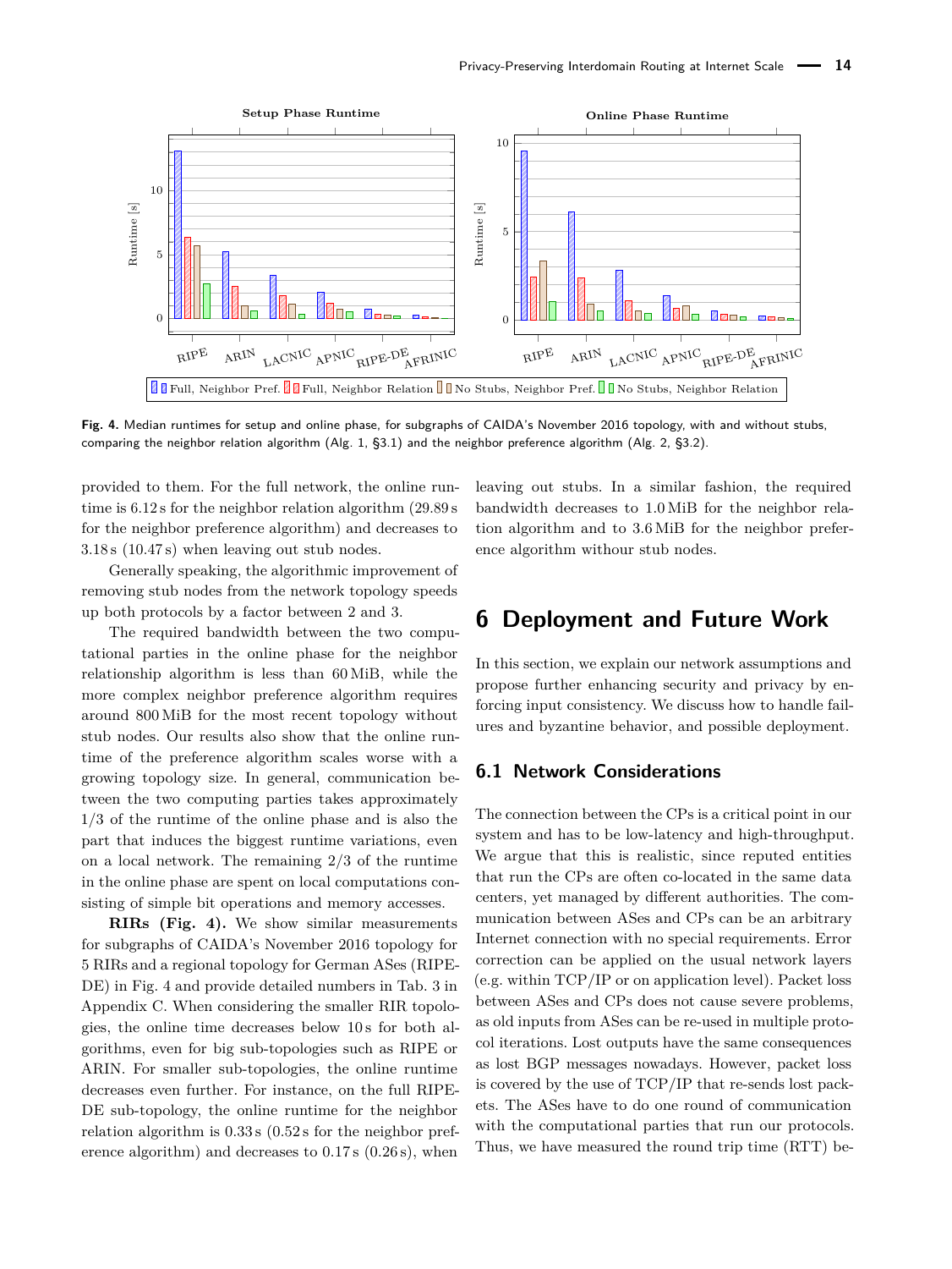Setup Phase Runtime

Runtime [s]

0
5
10

RIPE ARIN LACNIC APNIC RIPE-DE AFRINIC

Online Phase Runtime

Runtime [s]

0
5
10

RIPE ARIN LACNIC APNIC RIPE-DE AFRINIC

Full, Neighbor Pref. Full, Neighbor Relation No Stubs, Neighbor Pref. No Stubs, Neighbor Relation

**Fig. 4.** Median runtimes for setup and online phase, for subgraphs of CAIDA's November 2016 topology, with and without stubs, comparing the neighbor relation algorithm (Alg. 1, §3.1) and the neighbor preference algorithm (Alg. 2, §3.2).

provided to them. For the full network, the online runtime is 6.12 s for the neighbor relation algorithm (29.89 s for the neighbor preference algorithm) and decreases to 3.18 s (10.47 s) when leaving out stub nodes.

Generally speaking, the algorithmic improvement of removing stub nodes from the network topology speeds up both protocols by a factor between 2 and 3.

The required bandwidth between the two computational parties in the online phase for the neighbor relationship algorithm is less than 60 MiB, while the more complex neighbor preference algorithm requires around 800 MiB for the most recent topology without stub nodes. Our results also show that the online runtime of the preference algorithm scales worse with a growing topology size. In general, communication between the two computing parties takes approximately 1/3 of the runtime of the online phase and is also the part that induces the biggest runtime variations, even on a local network. The remaining 2/3 of the runtime in the online phase are spent on local computations consisting of simple bit operations and memory accesses.

**RIRs (Fig. 4).** We show similar measurements for subgraphs of CAIDA's November 2016 topology for 5 RIRs and a regional topology for German ASes (RIPE-DE) in Fig. 4 and provide detailed numbers in Tab. 3 in Appendix C. When considering the smaller RIR topologies, the online time decreases below 10 s for both algorithms, even for big sub-topologies such as RIPE or ARIN. For smaller sub-topologies, the online runtime decreases even further. For instance, on the full RIPE-DE sub-topology, the online runtime for the neighbor relation algorithm is 0.33 s (0.52 s for the neighbor preference algorithm) and decreases to 0.17 s (0.26 s), when leaving out stubs. In a similar fashion, the required bandwidth decreases to 1.0 MiB for the neighbor relation algorithm and to 3.6 MiB for the neighbor preference algorithm withour stub nodes.

## 6 Deployment and Future Work

In this section, we explain our network assumptions and propose further enhancing security and privacy by enforcing input consistency. We discuss how to handle failures and byzantine behavior, and possible deployment.

### 6.1 Network Considerations

The connection between the CPs is a critical point in our system and has to be low-latency and high-throughput. We argue that this is realistic, since reputed entities that run the CPs are often co-located in the same data centers, yet managed by different authorities. The communication between ASes and CPs can be an arbitrary Internet connection with no special requirements. Error correction can be applied on the usual network layers (e.g. within TCP/IP or on application level). Packet loss between ASes and CPs does not cause severe problems, as old inputs from ASes can be re-used in multiple protocol iterations. Lost outputs have the same consequences as lost BGP messages nowadays. However, packet loss is covered by the use of TCP/IP that re-sends lost packets. The ASes have to do one round of communication with the computational parties that run our protocols. Thus, we have measured the round trip time (RTT) be-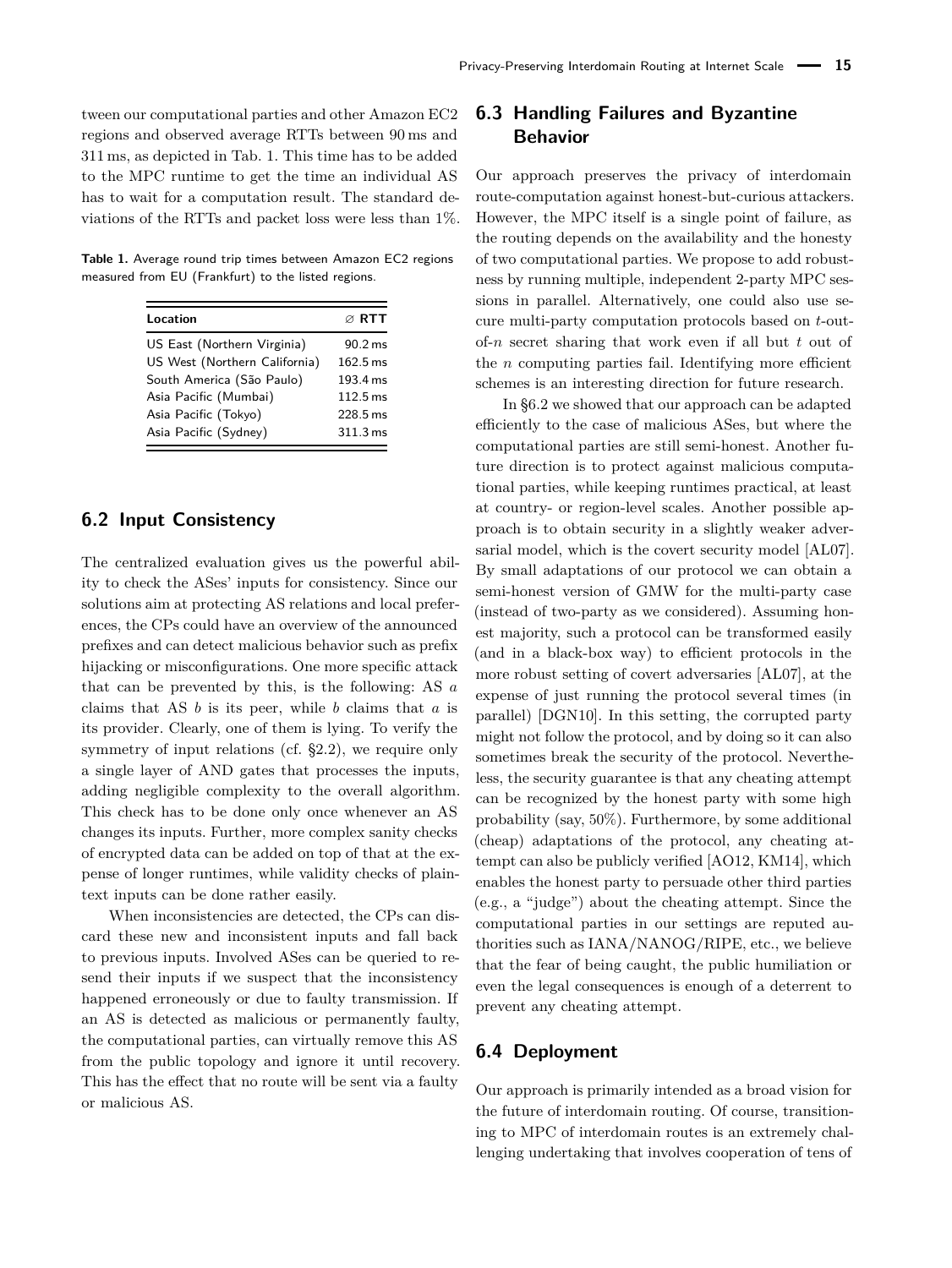tween our computational parties and other Amazon EC2 regions and observed average RTTs between 90 ms and 311 ms, as depicted in Tab. 1. This time has to be added to the MPC runtime to get the time an individual AS has to wait for a computation result. The standard deviations of the RTTs and packet loss were less than 1%.

**Table 1.** Average round trip times between Amazon EC2 regions measured from EU (Frankfurt) to the listed regions.

| Location | ∅ RTT |
|---|---|
| US East (Northern Virginia) | 90.2 ms |
| US West (Northern California) | 162.5 ms |
| South America (São Paulo) | 193.4 ms |
| Asia Pacific (Mumbai) | 112.5 ms |
| Asia Pacific (Tokyo) | 228.5 ms |
| Asia Pacific (Sydney) | 311.3 ms |

## 6.2 Input Consistency

The centralized evaluation gives us the powerful ability to check the ASes' inputs for consistency. Since our solutions aim at protecting AS relations and local preferences, the CPs could have an overview of the announced prefixes and can detect malicious behavior such as prefix hijacking or misconfigurations. One more specific attack that can be prevented by this, is the following: AS $a$ claims that AS $b$ is its peer, while $b$ claims that $a$ is its provider. Clearly, one of them is lying. To verify the symmetry of input relations (cf. §2.2), we require only a single layer of AND gates that processes the inputs, adding negligible complexity to the overall algorithm. This check has to be done only once whenever an AS changes its inputs. Further, more complex sanity checks of encrypted data can be added on top of that at the expense of longer runtimes, while validity checks of plaintext inputs can be done rather easily.

When inconsistencies are detected, the CPs can discard these new and inconsistent inputs and fall back to previous inputs. Involved ASes can be queried to resend their inputs if we suspect that the inconsistency happened erroneously or due to faulty transmission. If an AS is detected as malicious or permanently faulty, the computational parties, can virtually remove this AS from the public topology and ignore it until recovery. This has the effect that no route will be sent via a faulty or malicious AS.

## 6.3 Handling Failures and Byzantine Behavior

Our approach preserves the privacy of interdomain route-computation against honest-but-curious attackers. However, the MPC itself is a single point of failure, as the routing depends on the availability and the honesty of two computational parties. We propose to add robustness by running multiple, independent 2-party MPC sessions in parallel. Alternatively, one could also use secure multi-party computation protocols based on $t$-out-of-$n$ secret sharing that work even if all but $t$ out of the $n$ computing parties fail. Identifying more efficient schemes is an interesting direction for future research.

In §6.2 we showed that our approach can be adapted efficiently to the case of malicious ASes, but where the computational parties are still semi-honest. Another future direction is to protect against malicious computational parties, while keeping runtimes practical, at least at country- or region-level scales. Another possible approach is to obtain security in a slightly weaker adversarial model, which is the covert security model [AL07]. By small adaptations of our protocol we can obtain a semi-honest version of GMW for the multi-party case (instead of two-party as we considered). Assuming honest majority, such a protocol can be transformed easily (and in a black-box way) to efficient protocols in the more robust setting of covert adversaries [AL07], at the expense of just running the protocol several times (in parallel) [DGN10]. In this setting, the corrupted party might not follow the protocol, and by doing so it can also sometimes break the security of the protocol. Nevertheless, the security guarantee is that any cheating attempt can be recognized by the honest party with some high probability (say, 50%). Furthermore, by some additional (cheap) adaptations of the protocol, any cheating attempt can also be publicly verified [AO12, KM14], which enables the honest party to persuade other third parties (e.g., a "judge") about the cheating attempt. Since the computational parties in our settings are reputed authorities such as IANA/NANOG/RIPE, etc., we believe that the fear of being caught, the public humiliation or even the legal consequences is enough of a deterrent to prevent any cheating attempt.

## 6.4 Deployment

Our approach is primarily intended as a broad vision for the future of interdomain routing. Of course, transitioning to MPC of interdomain routes is an extremely challenging undertaking that involves cooperation of tens of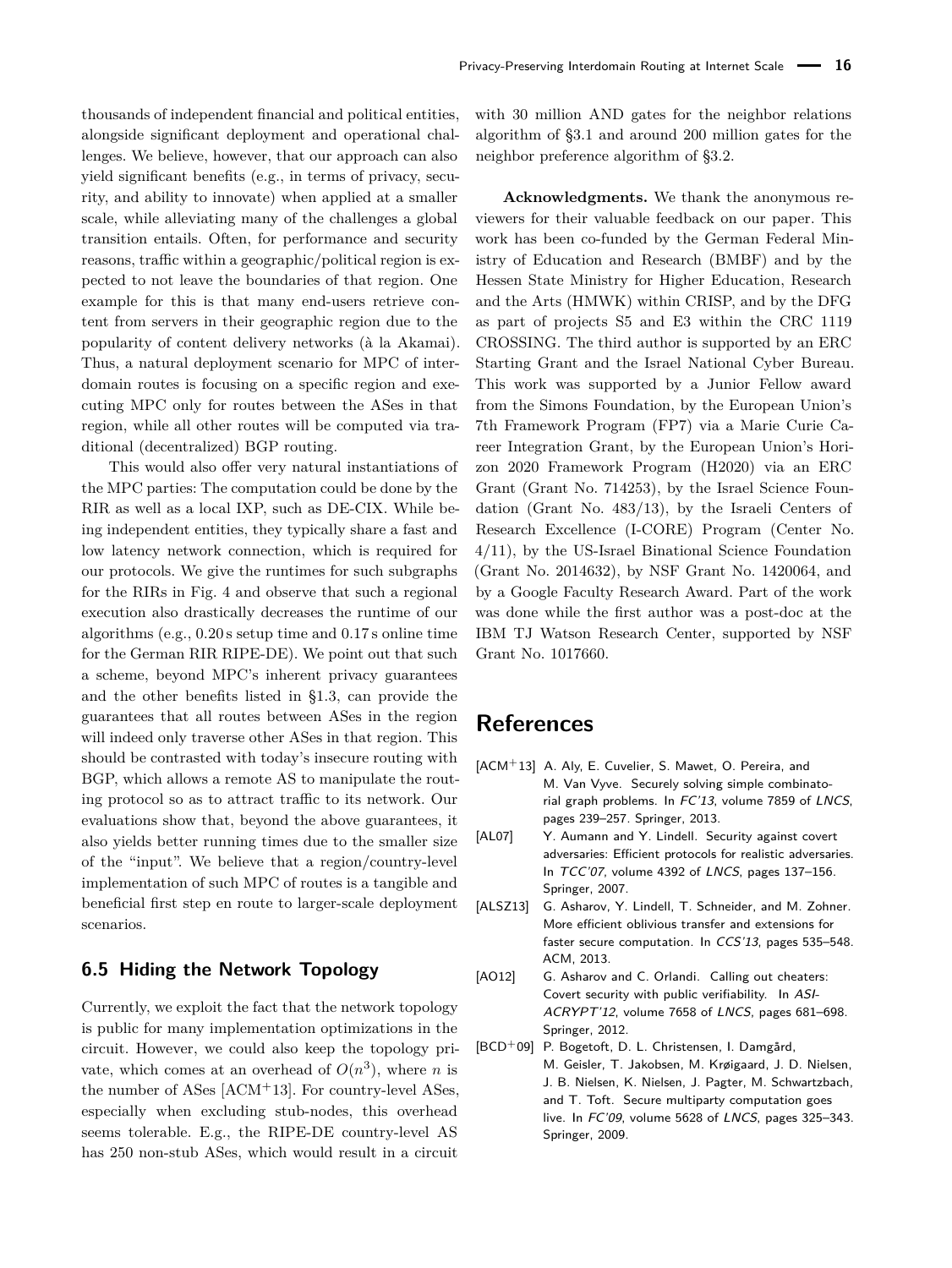thousands of independent financial and political entities, alongside significant deployment and operational challenges. We believe, however, that our approach can also yield significant benefits (e.g., in terms of privacy, security, and ability to innovate) when applied at a smaller scale, while alleviating many of the challenges a global transition entails. Often, for performance and security reasons, traffic within a geographic/political region is expected to not leave the boundaries of that region. One example for this is that many end-users retrieve content from servers in their geographic region due to the popularity of content delivery networks (à la Akamai). Thus, a natural deployment scenario for MPC of interdomain routes is focusing on a specific region and executing MPC only for routes between the ASes in that region, while all other routes will be computed via traditional (decentralized) BGP routing.

This would also offer very natural instantiations of the MPC parties: The computation could be done by the RIR as well as a local IXP, such as DE-CIX. While being independent entities, they typically share a fast and low latency network connection, which is required for our protocols. We give the runtimes for such subgraphs for the RIRs in Fig. 4 and observe that such a regional execution also drastically decreases the runtime of our algorithms (e.g., 0.20 s setup time and 0.17 s online time for the German RIR RIPE-DE). We point out that such a scheme, beyond MPC's inherent privacy guarantees and the other benefits listed in §1.3, can provide the guarantees that all routes between ASes in the region will indeed only traverse other ASes in that region. This should be contrasted with today's insecure routing with BGP, which allows a remote AS to manipulate the routing protocol so as to attract traffic to its network. Our evaluations show that, beyond the above guarantees, it also yields better running times due to the smaller size of the "input". We believe that a region/country-level implementation of such MPC of routes is a tangible and beneficial first step en route to larger-scale deployment scenarios.

## 6.5 Hiding the Network Topology

Currently, we exploit the fact that the network topology is public for many implementation optimizations in the circuit. However, we could also keep the topology private, which comes at an overhead of $O(n^3)$, where $n$ is the number of ASes [ACM+13]. For country-level ASes, especially when excluding stub-nodes, this overhead seems tolerable. E.g., the RIPE-DE country-level AS has 250 non-stub ASes, which would result in a circuit with 30 million AND gates for the neighbor relations algorithm of §3.1 and around 200 million gates for the neighbor preference algorithm of §3.2.

**Acknowledgments.** We thank the anonymous reviewers for their valuable feedback on our paper. This work has been co-funded by the German Federal Ministry of Education and Research (BMBF) and by the Hessen State Ministry for Higher Education, Research and the Arts (HMWK) within CRISP, and by the DFG as part of projects S5 and E3 within the CRC 1119 CROSSING. The third author is supported by an ERC Starting Grant and the Israel National Cyber Bureau. This work was supported by a Junior Fellow award from the Simons Foundation, by the European Union's 7th Framework Program (FP7) via a Marie Curie Career Integration Grant, by the European Union's Horizon 2020 Framework Program (H2020) via an ERC Grant (Grant No. 714253), by the Israel Science Foundation (Grant No. 483/13), by the Israeli Centers of Research Excellence (I-CORE) Program (Center No. 4/11), by the US-Israel Binational Science Foundation (Grant No. 2014632), by NSF Grant No. 1420064, and by a Google Faculty Research Award. Part of the work was done while the first author was a post-doc at the IBM TJ Watson Research Center, supported by NSF Grant No. 1017660.

# References

[ACM+13] A. Aly, E. Cuvelier, S. Mawet, O. Pereira, and M. Van Vyve. Securely solving simple combinatorial graph problems. In *FC'13*, volume 7859 of *LNCS*, pages 239–257. Springer, 2013.

[AL07] Y. Aumann and Y. Lindell. Security against covert adversaries: Efficient protocols for realistic adversaries. In *TCC'07*, volume 4392 of *LNCS*, pages 137–156. Springer, 2007.

[ALSZ13] G. Asharov, Y. Lindell, T. Schneider, and M. Zohner. More efficient oblivious transfer and extensions for faster secure computation. In *CCS'13*, pages 535–548. ACM, 2013.

[AO12] G. Asharov and C. Orlandi. Calling out cheaters: Covert security with public verifiability. In *ASIACRYPT'12*, volume 7658 of *LNCS*, pages 681–698. Springer, 2012.

[BCD+09] P. Bogetoft, D. L. Christensen, I. Damgård, M. Geisler, T. Jakobsen, M. Krøigaard, J. D. Nielsen, J. B. Nielsen, K. Nielsen, J. Pagter, M. Schwartzbach, and T. Toft. Secure multiparty computation goes live. In *FC'09*, volume 5628 of *LNCS*, pages 325–343. Springer, 2009.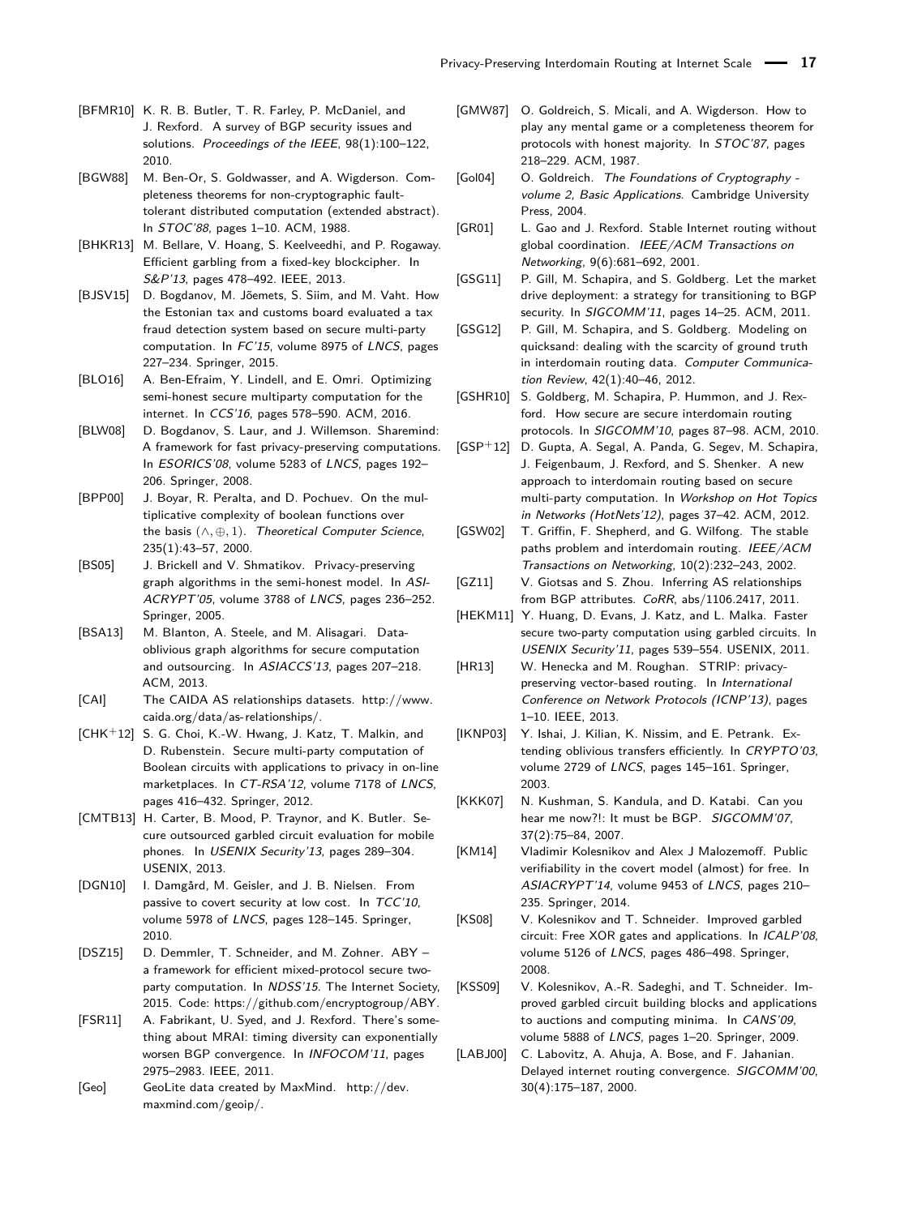[BFMR10] K. R. B. Butler, T. R. Farley, P. McDaniel, and J. Rexford. A survey of BGP security issues and solutions. *Proceedings of the IEEE*, 98(1):100–122, 2010.

[BGW88] M. Ben-Or, S. Goldwasser, and A. Wigderson. Completeness theorems for non-cryptographic fault-tolerant distributed computation (extended abstract). In *STOC'88*, pages 1–10. ACM, 1988.

[BHKR13] M. Bellare, V. Hoang, S. Keelveedhi, and P. Rogaway. Efficient garbling from a fixed-key blockcipher. In *S&P'13*, pages 478–492. IEEE, 2013.

[BJSV15] D. Bogdanov, M. Jõemets, S. Siim, and M. Vaht. How the Estonian tax and customs board evaluated a tax fraud detection system based on secure multi-party computation. In *FC'15*, volume 8975 of *LNCS*, pages 227–234. Springer, 2015.

[BLO16] A. Ben-Efraim, Y. Lindell, and E. Omri. Optimizing semi-honest secure multiparty computation for the internet. In *CCS'16*, pages 578–590. ACM, 2016.

[BLW08] D. Bogdanov, S. Laur, and J. Willemson. Sharemind: A framework for fast privacy-preserving computations. In *ESORICS'08*, volume 5283 of *LNCS*, pages 192–206. Springer, 2008.

[BPP00] J. Boyar, R. Peralta, and D. Pochuev. On the multiplicative complexity of boolean functions over the basis $(\wedge, \oplus, 1)$. *Theoretical Computer Science*, 235(1):43–57, 2000.

[BS05] J. Brickell and V. Shmatikov. Privacy-preserving graph algorithms in the semi-honest model. In *ASIACRYPT'05*, volume 3788 of *LNCS*, pages 236–252. Springer, 2005.

[BSA13] M. Blanton, A. Steele, and M. Alisagari. Data-oblivious graph algorithms for secure computation and outsourcing. In *ASIACCS'13*, pages 207–218. ACM, 2013.

[CAI] The CAIDA AS relationships datasets. http://www.caida.org/data/as-relationships/.

[CHK+12] S. G. Choi, K.-W. Hwang, J. Katz, T. Malkin, and D. Rubenstein. Secure multi-party computation of Boolean circuits with applications to privacy in on-line marketplaces. In *CT-RSA'12*, volume 7178 of *LNCS*, pages 416–432. Springer, 2012.

[CMTB13] H. Carter, B. Mood, P. Traynor, and K. Butler. Secure outsourced garbled circuit evaluation for mobile phones. In *USENIX Security'13*, pages 289–304. USENIX, 2013.

[DGN10] I. Damgård, M. Geisler, and J. B. Nielsen. From passive to covert security at low cost. In *TCC'10*, volume 5978 of *LNCS*, pages 128–145. Springer, 2010.

[DSZ15] D. Demmler, T. Schneider, and M. Zohner. ABY – a framework for efficient mixed-protocol secure two-party computation. In *NDSS'15*. The Internet Society, 2015. Code: https://github.com/encryptogroup/ABY.

[FSR11] A. Fabrikant, U. Syed, and J. Rexford. There's something about MRAI: timing diversity can exponentially worsen BGP convergence. In *INFOCOM'11*, pages 2975–2983. IEEE, 2011.

[Geo] GeoLite data created by MaxMind. http://dev.maxmind.com/geoip/.

[GMW87] O. Goldreich, S. Micali, and A. Wigderson. How to play any mental game or a completeness theorem for protocols with honest majority. In *STOC'87*, pages 218–229. ACM, 1987.

[Gol04] O. Goldreich. *The Foundations of Cryptography - volume 2, Basic Applications*. Cambridge University Press, 2004.

[GR01] L. Gao and J. Rexford. Stable Internet routing without global coordination. *IEEE/ACM Transactions on Networking*, 9(6):681–692, 2001.

[GSG11] P. Gill, M. Schapira, and S. Goldberg. Let the market drive deployment: a strategy for transitioning to BGP security. In *SIGCOMM'11*, pages 14–25. ACM, 2011.

[GSG12] P. Gill, M. Schapira, and S. Goldberg. Modeling on quicksand: dealing with the scarcity of ground truth in interdomain routing data. *Computer Communication Review*, 42(1):40–46, 2012.

[GSHR10] S. Goldberg, M. Schapira, P. Hummon, and J. Rexford. How secure are secure interdomain routing protocols. In *SIGCOMM'10*, pages 87–98. ACM, 2010.

[GSP+12] D. Gupta, A. Segal, A. Panda, G. Segev, M. Schapira, J. Feigenbaum, J. Rexford, and S. Shenker. A new approach to interdomain routing based on secure multi-party computation. In *Workshop on Hot Topics in Networks (HotNets'12)*, pages 37–42. ACM, 2012.

[GSW02] T. Griffin, F. Shepherd, and G. Wilfong. The stable paths problem and interdomain routing. *IEEE/ACM Transactions on Networking*, 10(2):232–243, 2002.

[GZ11] V. Giotsas and S. Zhou. Inferring AS relationships from BGP attributes. *CoRR*, abs/1106.2417, 2011.

[HEKM11] Y. Huang, D. Evans, J. Katz, and L. Malka. Faster secure two-party computation using garbled circuits. In *USENIX Security'11*, pages 539–554. USENIX, 2011.

[HR13] W. Henecka and M. Roughan. STRIP: privacy-preserving vector-based routing. In *International Conference on Network Protocols (ICNP'13)*, pages 1–10. IEEE, 2013.

[IKNP03] Y. Ishai, J. Kilian, K. Nissim, and E. Petrank. Extending oblivious transfers efficiently. In *CRYPTO'03*, volume 2729 of *LNCS*, pages 145–161. Springer, 2003.

[KKK07] N. Kushman, S. Kandula, and D. Katabi. Can you hear me now?!: It must be BGP. *SIGCOMM'07*, 37(2):75–84, 2007.

[KM14] Vladimir Kolesnikov and Alex J Malozemoff. Public verifiability in the covert model (almost) for free. In *ASIACRYPT'14*, volume 9453 of *LNCS*, pages 210–235. Springer, 2014.

[KS08] V. Kolesnikov and T. Schneider. Improved garbled circuit: Free XOR gates and applications. In *ICALP'08*, volume 5126 of *LNCS*, pages 486–498. Springer, 2008.

[KSS09] V. Kolesnikov, A.-R. Sadeghi, and T. Schneider. Improved garbled circuit building blocks and applications to auctions and computing minima. In *CANS'09*, volume 5888 of *LNCS*, pages 1–20. Springer, 2009.

[LABJ00] C. Labovitz, A. Ahuja, A. Bose, and F. Jahanian. Delayed internet routing convergence. *SIGCOMM'00*, 30(4):175–187, 2000.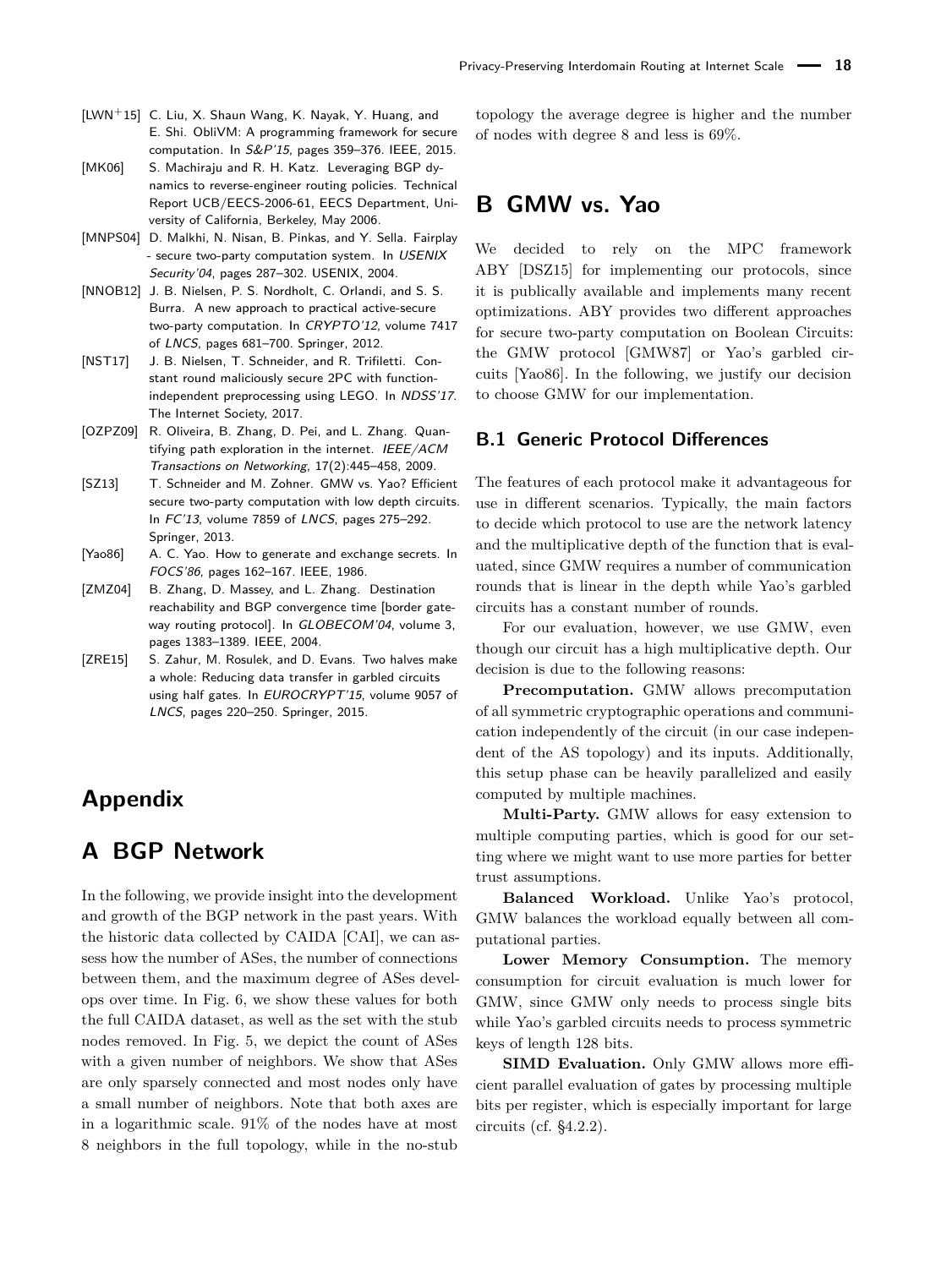[LWN+15] C. Liu, X. Shaun Wang, K. Nayak, Y. Huang, and E. Shi. ObliVM: A programming framework for secure computation. In *S&P'15*, pages 359–376. IEEE, 2015.

[MK06] S. Machiraju and R. H. Katz. Leveraging BGP dynamics to reverse-engineer routing policies. Technical Report UCB/EECS-2006-61, EECS Department, University of California, Berkeley, May 2006.

[MNPS04] D. Malkhi, N. Nisan, B. Pinkas, and Y. Sella. Fairplay - secure two-party computation system. In *USENIX Security'04*, pages 287–302. USENIX, 2004.

[NNOB12] J. B. Nielsen, P. S. Nordholt, C. Orlandi, and S. S. Burra. A new approach to practical active-secure two-party computation. In *CRYPTO'12*, volume 7417 of *LNCS*, pages 681–700. Springer, 2012.

[NST17] J. B. Nielsen, T. Schneider, and R. Trifiletti. Constant round maliciously secure 2PC with function-independent preprocessing using LEGO. In *NDSS'17*. The Internet Society, 2017.

[OZPZ09] R. Oliveira, B. Zhang, D. Pei, and L. Zhang. Quantifying path exploration in the internet. *IEEE/ACM Transactions on Networking*, 17(2):445–458, 2009.

[SZ13] T. Schneider and M. Zohner. GMW vs. Yao? Efficient secure two-party computation with low depth circuits. In *FC'13*, volume 7859 of *LNCS*, pages 275–292. Springer, 2013.

[Yao86] A. C. Yao. How to generate and exchange secrets. In *FOCS'86*, pages 162–167. IEEE, 1986.

[ZMZ04] B. Zhang, D. Massey, and L. Zhang. Destination reachability and BGP convergence time [border gateway routing protocol]. In *GLOBECOM'04*, volume 3, pages 1383–1389. IEEE, 2004.

[ZRE15] S. Zahur, M. Rosulek, and D. Evans. Two halves make a whole: Reducing data transfer in garbled circuits using half gates. In *EUROCRYPT'15*, volume 9057 of *LNCS*, pages 220–250. Springer, 2015.

# Appendix

# A BGP Network

In the following, we provide insight into the development and growth of the BGP network in the past years. With the historic data collected by CAIDA [CAI], we can assess how the number of ASes, the number of connections between them, and the maximum degree of ASes develops over time. In Fig. 6, we show these values for both the full CAIDA dataset, as well as the set with the stub nodes removed. In Fig. 5, we depict the count of ASes with a given number of neighbors. We show that ASes are only sparsely connected and most nodes only have a small number of neighbors. Note that both axes are in a logarithmic scale. 91% of the nodes have at most 8 neighbors in the full topology, while in the no-stub topology the average degree is higher and the number of nodes with degree 8 and less is 69%.

# B GMW vs. Yao

We decided to rely on the MPC framework ABY [DSZ15] for implementing our protocols, since it is publically available and implements many recent optimizations. ABY provides two different approaches for secure two-party computation on Boolean Circuits: the GMW protocol [GMW87] or Yao's garbled circuits [Yao86]. In the following, we justify our decision to choose GMW for our implementation.

## B.1 Generic Protocol Differences

The features of each protocol make it advantageous for use in different scenarios. Typically, the main factors to decide which protocol to use are the network latency and the multiplicative depth of the function that is evaluated, since GMW requires a number of communication rounds that is linear in the depth while Yao's garbled circuits has a constant number of rounds.

For our evaluation, however, we use GMW, even though our circuit has a high multiplicative depth. Our decision is due to the following reasons:

**Precomputation.** GMW allows precomputation of all symmetric cryptographic operations and communication independently of the circuit (in our case independent of the AS topology) and its inputs. Additionally, this setup phase can be heavily parallelized and easily computed by multiple machines.

**Multi-Party.** GMW allows for easy extension to multiple computing parties, which is good for our setting where we might want to use more parties for better trust assumptions.

**Balanced Workload.** Unlike Yao's protocol, GMW balances the workload equally between all computational parties.

**Lower Memory Consumption.** The memory consumption for circuit evaluation is much lower for GMW, since GMW only needs to process single bits while Yao's garbled circuits needs to process symmetric keys of length 128 bits.

**SIMD Evaluation.** Only GMW allows more efficient parallel evaluation of gates by processing multiple bits per register, which is especially important for large circuits (cf. §4.2.2).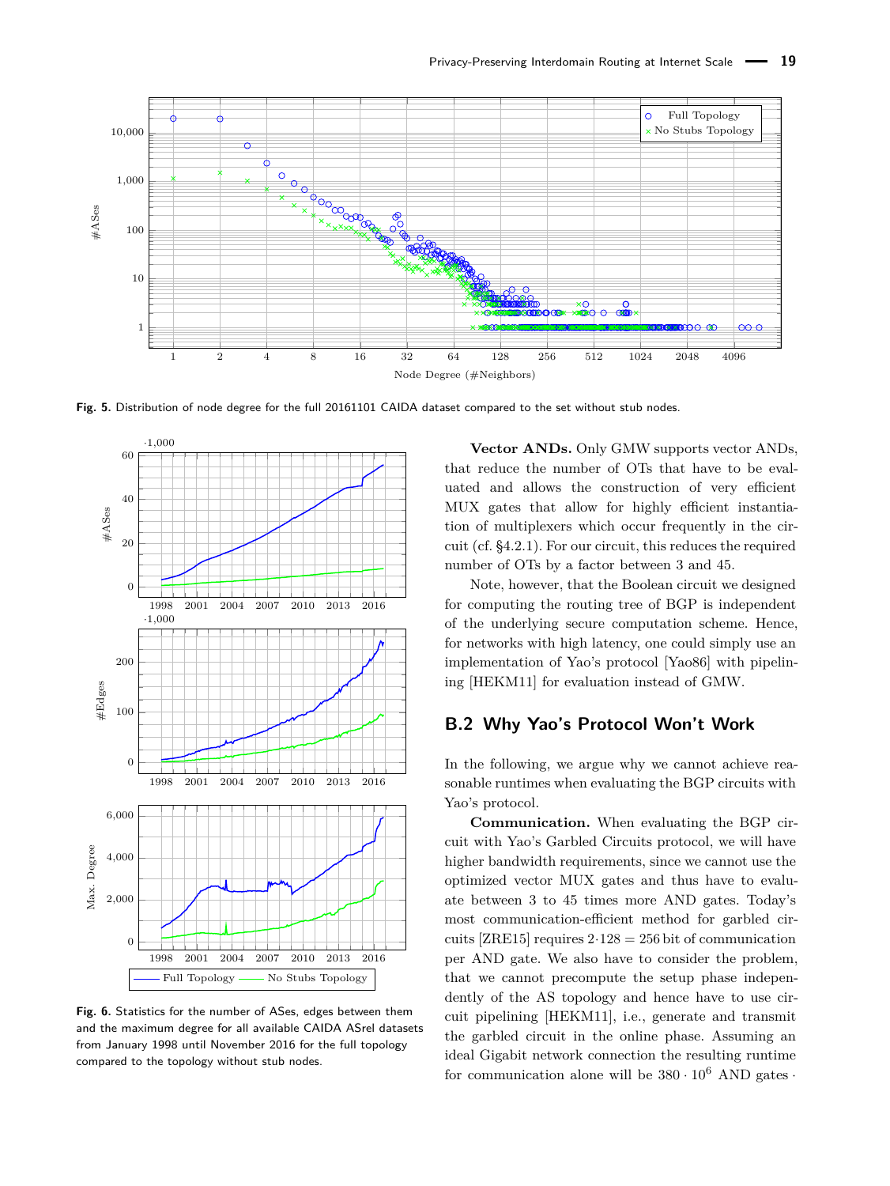Full Topology
No Stubs Topology

10,000
1,000
100
10
1

#ASes

1 2 4 8 16 32 64 128 256 512 1024 2048 4096

Node Degree (#Neighbors)

**Fig. 5.** Distribution of node degree for the full 20161101 CAIDA dataset compared to the set without stub nodes.

$\cdot 1{,}000$

60
40
20
0

#ASes

1998 2001 2004 2007 2010 2013 2016

$\cdot 1{,}000$

200
100
0

#Edges

1998 2001 2004 2007 2010 2013 2016

6,000
4,000
2,000
0

Max. Degree

1998 2001 2004 2007 2010 2013 2016

Full Topology No Stubs Topology

**Fig. 6.** Statistics for the number of ASes, edges between them and the maximum degree for all available CAIDA ASrel datasets from January 1998 until November 2016 for the full topology compared to the topology without stub nodes.

**Vector ANDs.** Only GMW supports vector ANDs, that reduce the number of OTs that have to be evaluated and allows the construction of very efficient MUX gates that allow for highly efficient instantiation of multiplexers which occur frequently in the circuit (cf. §4.2.1). For our circuit, this reduces the required number of OTs by a factor between 3 and 45.

Note, however, that the Boolean circuit we designed for computing the routing tree of BGP is independent of the underlying secure computation scheme. Hence, for networks with high latency, one could simply use an implementation of Yao's protocol [Yao86] with pipelining [HEKM11] for evaluation instead of GMW.

## B.2 Why Yao's Protocol Won't Work

In the following, we argue why we cannot achieve reasonable runtimes when evaluating the BGP circuits with Yao's protocol.

**Communication.** When evaluating the BGP circuit with Yao's Garbled Circuits protocol, we will have higher bandwidth requirements, since we cannot use the optimized vector MUX gates and thus have to evaluate between 3 to 45 times more AND gates. Today's most communication-efficient method for garbled circuits [ZRE15] requires $2 \cdot 128 = 256$ bit of communication per AND gate. We also have to consider the problem, that we cannot precompute the setup phase independently of the AS topology and hence have to use circuit pipelining [HEKM11], i.e., generate and transmit the garbled circuit in the online phase. Assuming an ideal Gigabit network connection the resulting runtime for communication alone will be $380 \cdot 10^6$ AND gates $\cdot$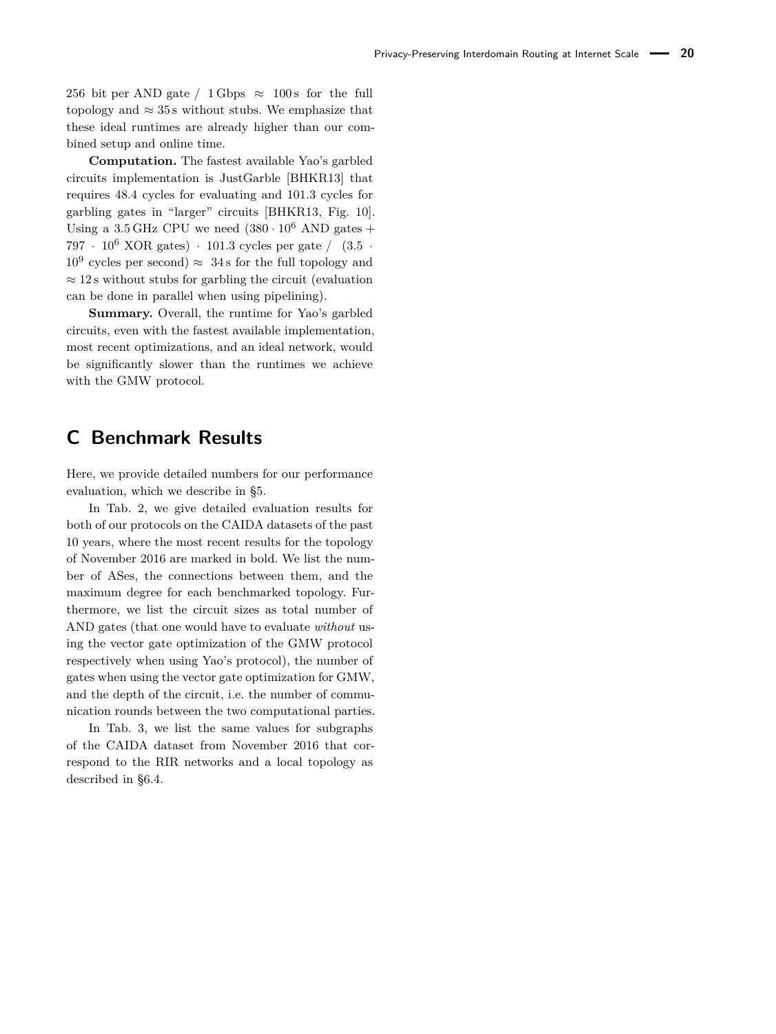256 bit per AND gate / 1 Gbps $\approx$ 100 s for the full topology and $\approx 35$ s without stubs. We emphasize that these ideal runtimes are already higher than our combined setup and online time.

**Computation.** The fastest available Yao's garbled circuits implementation is JustGarble [BHKR13] that requires 48.4 cycles for evaluating and 101.3 cycles for garbling gates in "larger" circuits [BHKR13, Fig. 10]. Using a 3.5 GHz CPU we need $(380 \cdot 10^6$ AND gates + $797 \cdot 10^6$ XOR gates) $\cdot$ 101.3 cycles per gate / $(3.5 \cdot 10^9$ cycles per second) $\approx$ 34 s for the full topology and $\approx 12$ s without stubs for garbling the circuit (evaluation can be done in parallel when using pipelining).

**Summary.** Overall, the runtime for Yao's garbled circuits, even with the fastest available implementation, most recent optimizations, and an ideal network, would be significantly slower than the runtimes we achieve with the GMW protocol.

# C Benchmark Results

Here, we provide detailed numbers for our performance evaluation, which we describe in §5.

In Tab. 2, we give detailed evaluation results for both of our protocols on the CAIDA datasets of the past 10 years, where the most recent results for the topology of November 2016 are marked in bold. We list the number of ASes, the connections between them, and the maximum degree for each benchmarked topology. Furthermore, we list the circuit sizes as total number of AND gates (that one would have to evaluate *without* using the vector gate optimization of the GMW protocol respectively when using Yao's protocol), the number of gates when using the vector gate optimization for GMW, and the depth of the circuit, i.e. the number of communication rounds between the two computational parties.

In Tab. 3, we list the same values for subgraphs of the CAIDA dataset from November 2016 that correspond to the RIR networks and a local topology as described in §6.4.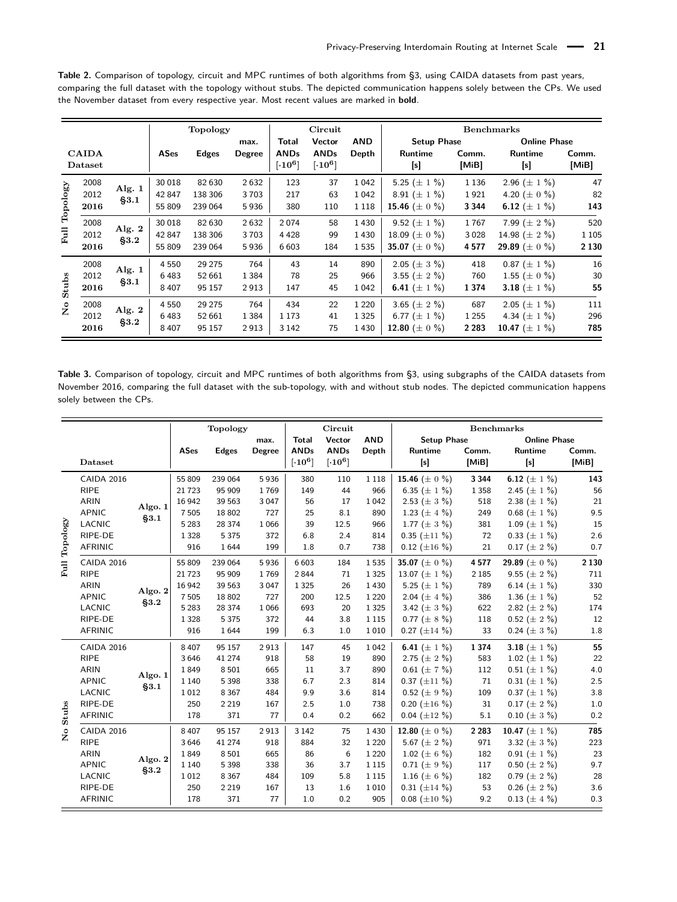**Table 2.** Comparison of topology, circuit and MPC runtimes of both algorithms from §3, using CAIDA datasets from past years, comparing the full dataset with the topology without stubs. The depicted communication happens solely between the CPs. We used the November dataset from every respective year. Most recent values are marked in **bold**.

| | CAIDA Dataset | | Topology: ASes | Topology: Edges | Topology: max. Degree | Circuit: Total ANDs $[\cdot 10^6]$ | Circuit: Vector ANDs $[\cdot 10^6]$ | Circuit: AND Depth | Setup Phase: Runtime [s] | Setup Phase: Comm. [MiB] | Online Phase: Runtime [s] | Online Phase: Comm. [MiB] |
|---|---|---|---|---|---|---|---|---|---|---|---|---|
| Full Topology | 2008 | Alg. 1 §3.1 | 30 018 | 82 630 | 2 632 | 123 | 37 | 1 042 | 5.25 (± 1 %) | 1 136 | 2.96 (± 1 %) | 47 |
| | 2012 | | 42 847 | 138 306 | 3 703 | 217 | 63 | 1 042 | 8.91 (± 1 %) | 1 921 | 4.20 (± 0 %) | 82 |
| | **2016** | | 55 809 | 239 064 | 5 936 | 380 | 110 | 1 118 | **15.46** (± 0 %) | **3 344** | **6.12** (± 1 %) | **143** |
| | 2008 | Alg. 2 §3.2 | 30 018 | 82 630 | 2 632 | 2 074 | 58 | 1 430 | 9.52 (± 1 %) | 1 767 | 7.99 (± 2 %) | 520 |
| | 2012 | | 42 847 | 138 306 | 3 703 | 4 428 | 99 | 1 430 | 18.09 (± 0 %) | 3 028 | 14.98 (± 2 %) | 1 105 |
| | **2016** | | 55 809 | 239 064 | 5 936 | 6 603 | 184 | 1 535 | **35.07** (± 0 %) | **4 577** | **29.89** (± 0 %) | **2 130** |
| No Stubs | 2008 | Alg. 1 §3.1 | 4 550 | 29 275 | 764 | 43 | 14 | 890 | 2.05 (± 3 %) | 418 | 0.87 (± 1 %) | 16 |
| | 2012 | | 6 483 | 52 661 | 1 384 | 78 | 25 | 966 | 3.55 (± 2 %) | 760 | 1.55 (± 0 %) | 30 |
| | **2016** | | 8 407 | 95 157 | 2 913 | 147 | 45 | 1 042 | **6.41** (± 1 %) | **1 374** | **3.18** (± 1 %) | **55** |
| | 2008 | Alg. 2 §3.2 | 4 550 | 29 275 | 764 | 434 | 22 | 1 220 | 3.65 (± 2 %) | 687 | 2.05 (± 1 %) | 111 |
| | 2012 | | 6 483 | 52 661 | 1 384 | 1 173 | 41 | 1 325 | 6.77 (± 1 %) | 1 255 | 4.34 (± 1 %) | 296 |
| | **2016** | | 8 407 | 95 157 | 2 913 | 3 142 | 75 | 1 430 | **12.80** (± 0 %) | **2 283** | **10.47** (± 1 %) | **785** |

**Table 3.** Comparison of topology, circuit and MPC runtimes of both algorithms from §3, using subgraphs of the CAIDA datasets from November 2016, comparing the full dataset with the sub-topology, with and without stub nodes. The depicted communication happens solely between the CPs.

| | Dataset | | Topology: ASes | Topology: Edges | Topology: max. Degree | Circuit: Total ANDs $[\cdot 10^6]$ | Circuit: Vector ANDs $[\cdot 10^6]$ | Circuit: AND Depth | Setup Phase: Runtime [s] | Setup Phase: Comm. [MiB] | Online Phase: Runtime [s] | Online Phase: Comm. [MiB] |
|---|---|---|---|---|---|---|---|---|---|---|---|---|
| Full Topology | CAIDA 2016 | Algo. 1 §3.1 | 55 809 | 239 064 | 5 936 | 380 | 110 | 1 118 | **15.46** (± 0 %) | **3 344** | **6.12** (± 1 %) | **143** |
| | RIPE | | 21 723 | 95 909 | 1 769 | 149 | 44 | 966 | 6.35 (± 1 %) | 1 358 | 2.45 (± 1 %) | 56 |
| | ARIN | | 16 942 | 39 563 | 3 047 | 56 | 17 | 1 042 | 2.53 (± 3 %) | 518 | 2.38 (± 1 %) | 21 |
| | APNIC | | 7 505 | 18 802 | 727 | 25 | 8.1 | 890 | 1.23 (± 4 %) | 249 | 0.68 (± 1 %) | 9.5 |
| | LACNIC | | 5 283 | 28 374 | 1 066 | 39 | 12.5 | 966 | 1.77 (± 3 %) | 381 | 1.09 (± 1 %) | 15 |
| | RIPE-DE | | 1 328 | 5 375 | 372 | 6.8 | 2.4 | 814 | 0.35 (±11 %) | 72 | 0.33 (± 1 %) | 2.6 |
| | AFRINIC | | 916 | 1 644 | 199 | 1.8 | 0.7 | 738 | 0.12 (±16 %) | 21 | 0.17 (± 2 %) | 0.7 |
| | CAIDA 2016 | Algo. 2 §3.2 | 55 809 | 239 064 | 5 936 | 6 603 | 184 | 1 535 | **35.07** (± 0 %) | **4 577** | **29.89** (± 0 %) | **2 130** |
| | RIPE | | 21 723 | 95 909 | 1 769 | 2 844 | 71 | 1 325 | 13.07 (± 1 %) | 2 185 | 9.55 (± 2 %) | 711 |
| | ARIN | | 16 942 | 39 563 | 3 047 | 1 325 | 26 | 1 430 | 5.25 (± 1 %) | 789 | 6.14 (± 1 %) | 330 |
| | APNIC | | 7 505 | 18 802 | 727 | 200 | 12.5 | 1 220 | 2.04 (± 4 %) | 386 | 1.36 (± 1 %) | 52 |
| | LACNIC | | 5 283 | 28 374 | 1 066 | 693 | 20 | 1 325 | 3.42 (± 3 %) | 622 | 2.82 (± 2 %) | 174 |
| | RIPE-DE | | 1 328 | 5 375 | 372 | 44 | 3.8 | 1 115 | 0.77 (± 8 %) | 118 | 0.52 (± 2 %) | 12 |
| | AFRINIC | | 916 | 1 644 | 199 | 6.3 | 1.0 | 1 010 | 0.27 (±14 %) | 33 | 0.24 (± 3 %) | 1.8 |
| No Stubs | CAIDA 2016 | Algo. 1 §3.1 | 8 407 | 95 157 | 2 913 | 147 | 45 | 1 042 | **6.41** (± 1 %) | **1 374** | **3.18** (± 1 %) | **55** |
| | RIPE | | 3 646 | 41 274 | 918 | 58 | 19 | 890 | 2.75 (± 2 %) | 583 | 1.02 (± 1 %) | 22 |
| | ARIN | | 1 849 | 8 501 | 665 | 11 | 3.7 | 890 | 0.61 (± 7 %) | 112 | 0.51 (± 1 %) | 4.0 |
| | APNIC | | 1 140 | 5 398 | 338 | 6.7 | 2.3 | 814 | 0.37 (±11 %) | 71 | 0.31 (± 1 %) | 2.5 |
| | LACNIC | | 1 012 | 8 367 | 484 | 9.9 | 3.6 | 814 | 0.52 (± 9 %) | 109 | 0.37 (± 1 %) | 3.8 |
| | RIPE-DE | | 250 | 2 219 | 167 | 2.5 | 1.0 | 738 | 0.20 (±16 %) | 31 | 0.17 (± 2 %) | 1.0 |
| | AFRINIC | | 178 | 371 | 77 | 0.4 | 0.2 | 662 | 0.04 (±12 %) | 5.1 | 0.10 (± 3 %) | 0.2 |
| | CAIDA 2016 | Algo. 2 §3.2 | 8 407 | 95 157 | 2 913 | 3 142 | 75 | 1 430 | **12.80** (± 0 %) | **2 283** | **10.47** (± 1 %) | **785** |
| | RIPE | | 3 646 | 41 274 | 918 | 884 | 32 | 1 220 | 5.67 (± 2 %) | 971 | 3.32 (± 3 %) | 223 |
| | ARIN | | 1 849 | 8 501 | 665 | 86 | 6 | 1 220 | 1.02 (± 6 %) | 182 | 0.91 (± 1 %) | 23 |
| | APNIC | | 1 140 | 5 398 | 338 | 36 | 3.7 | 1 115 | 0.71 (± 9 %) | 117 | 0.50 (± 2 %) | 9.7 |
| | LACNIC | | 1 012 | 8 367 | 484 | 109 | 5.8 | 1 115 | 1.16 (± 6 %) | 182 | 0.79 (± 2 %) | 28 |
| | RIPE-DE | | 250 | 2 219 | 167 | 13 | 1.6 | 1 010 | 0.31 (±14 %) | 53 | 0.26 (± 2 %) | 3.6 |
| | AFRINIC | | 178 | 371 | 77 | 1.0 | 0.2 | 905 | 0.08 (±10 %) | 9.2 | 0.13 (± 4 %) | 0.3 |